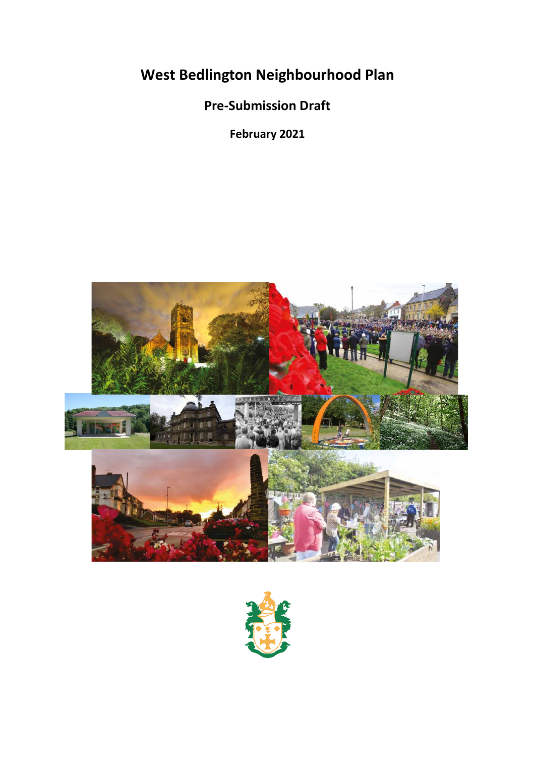# West Bedlington Neighbourhood Plan

## Pre-Submission Draft

**February 2021**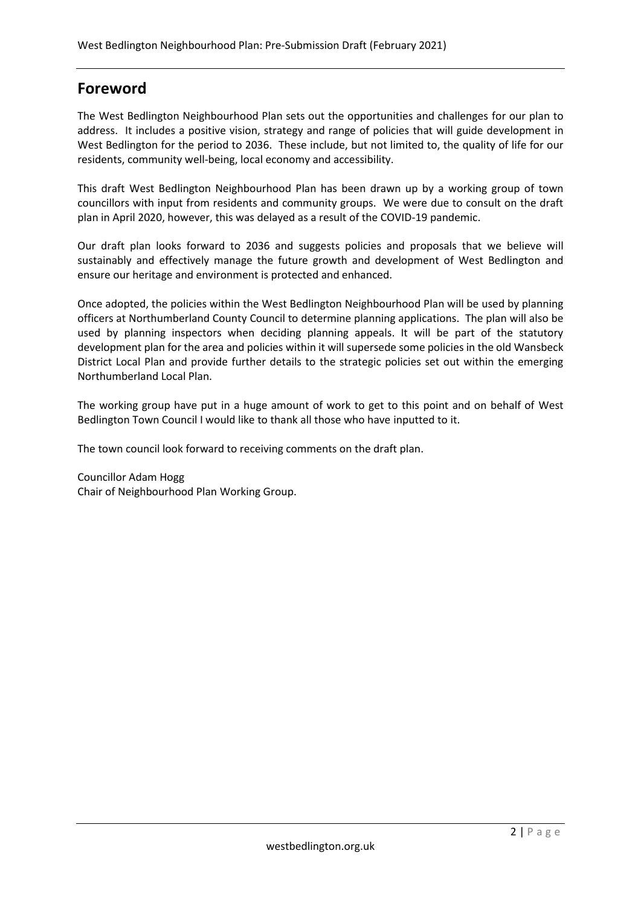## Foreword

The West Bedlington Neighbourhood Plan sets out the opportunities and challenges for our plan to address. It includes a positive vision, strategy and range of policies that will guide development in West Bedlington for the period to 2036. These include, but not limited to, the quality of life for our residents, community well-being, local economy and accessibility.

This draft West Bedlington Neighbourhood Plan has been drawn up by a working group of town councillors with input from residents and community groups. We were due to consult on the draft plan in April 2020, however, this was delayed as a result of the COVID-19 pandemic.

Our draft plan looks forward to 2036 and suggests policies and proposals that we believe will sustainably and effectively manage the future growth and development of West Bedlington and ensure our heritage and environment is protected and enhanced.

Once adopted, the policies within the West Bedlington Neighbourhood Plan will be used by planning officers at Northumberland County Council to determine planning applications. The plan will also be used by planning inspectors when deciding planning appeals. It will be part of the statutory development plan for the area and policies within it will supersede some policies in the old Wansbeck District Local Plan and provide further details to the strategic policies set out within the emerging Northumberland Local Plan.

The working group have put in a huge amount of work to get to this point and on behalf of West Bedlington Town Council I would like to thank all those who have inputted to it.

The town council look forward to receiving comments on the draft plan.

Councillor Adam Hogg
Chair of Neighbourhood Plan Working Group.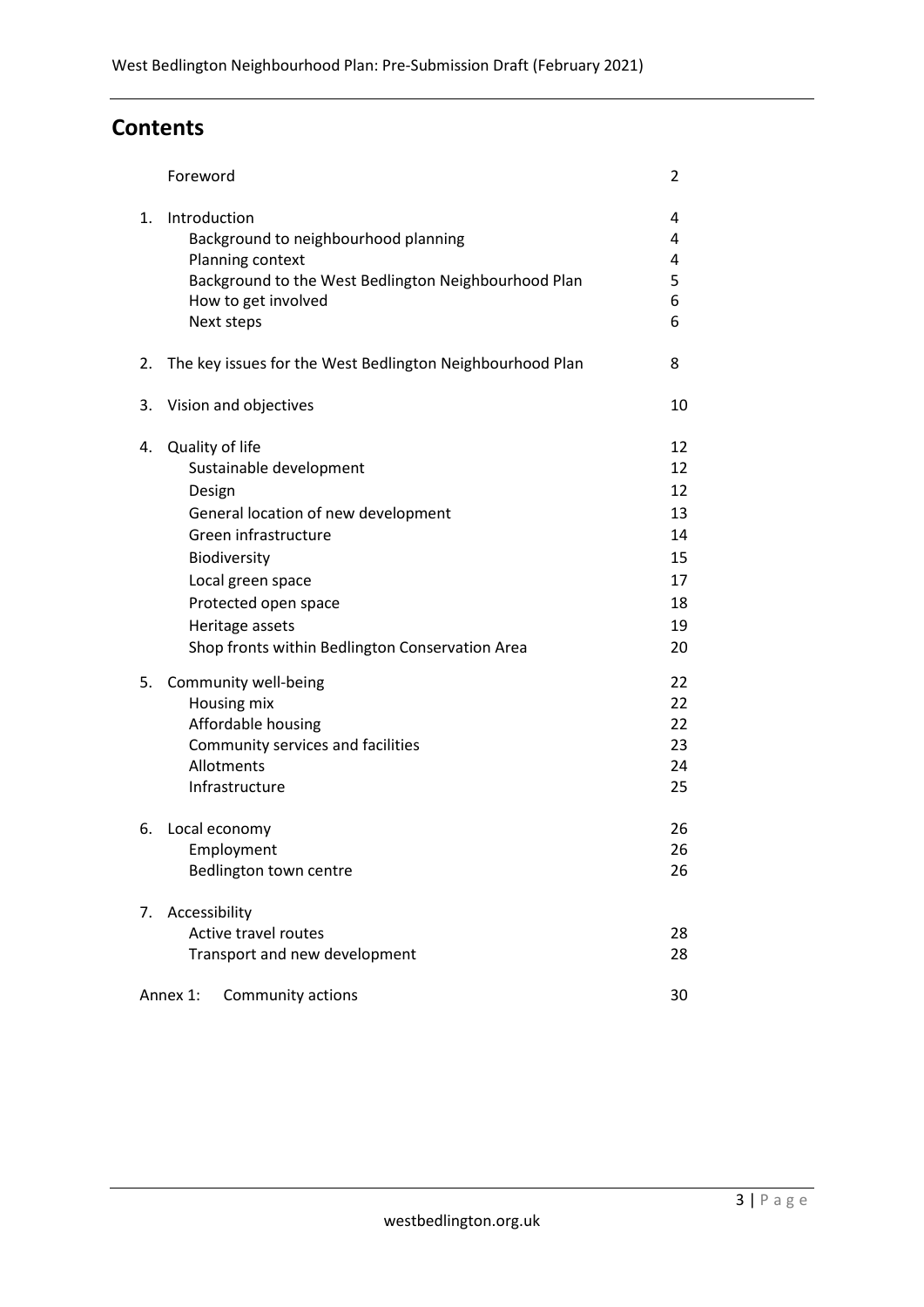## Contents

| | | |
|---|---|---|
| | Foreword | 2 |
| 1. | Introduction | 4 |
| | Background to neighbourhood planning | 4 |
| | Planning context | 4 |
| | Background to the West Bedlington Neighbourhood Plan | 5 |
| | How to get involved | 6 |
| | Next steps | 6 |
| 2. | The key issues for the West Bedlington Neighbourhood Plan | 8 |
| 3. | Vision and objectives | 10 |
| 4. | Quality of life | 12 |
| | Sustainable development | 12 |
| | Design | 12 |
| | General location of new development | 13 |
| | Green infrastructure | 14 |
| | Biodiversity | 15 |
| | Local green space | 17 |
| | Protected open space | 18 |
| | Heritage assets | 19 |
| | Shop fronts within Bedlington Conservation Area | 20 |
| 5. | Community well-being | 22 |
| | Housing mix | 22 |
| | Affordable housing | 22 |
| | Community services and facilities | 23 |
| | Allotments | 24 |
| | Infrastructure | 25 |
| 6. | Local economy | 26 |
| | Employment | 26 |
| | Bedlington town centre | 26 |
| 7. | Accessibility | |
| | Active travel routes | 28 |
| | Transport and new development | 28 |
| Annex 1: | Community actions | 30 |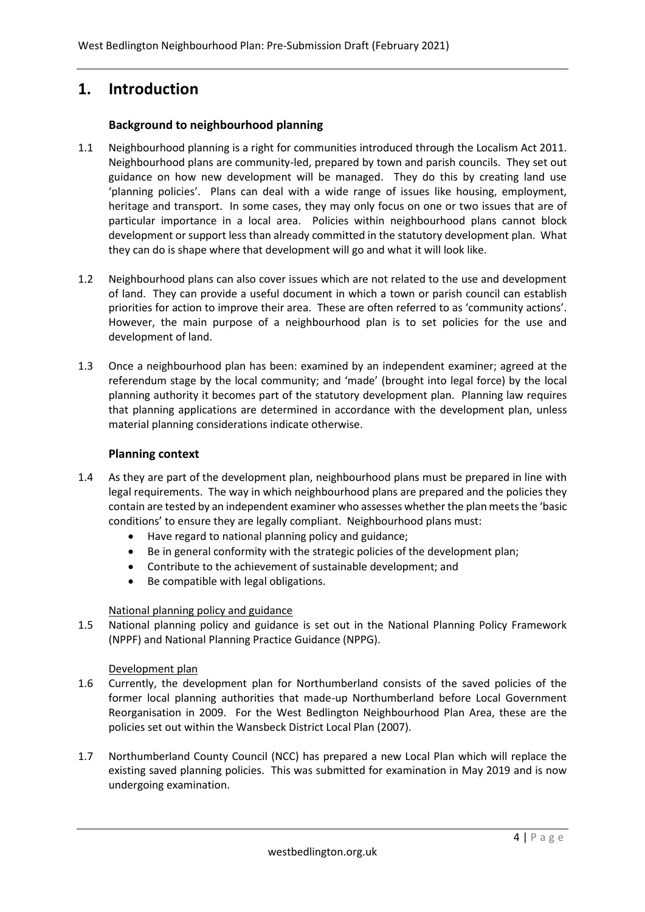# 1. Introduction

### Background to neighbourhood planning

1.1 Neighbourhood planning is a right for communities introduced through the Localism Act 2011. Neighbourhood plans are community-led, prepared by town and parish councils. They set out guidance on how new development will be managed. They do this by creating land use 'planning policies'. Plans can deal with a wide range of issues like housing, employment, heritage and transport. In some cases, they may only focus on one or two issues that are of particular importance in a local area. Policies within neighbourhood plans cannot block development or support less than already committed in the statutory development plan. What they can do is shape where that development will go and what it will look like.

1.2 Neighbourhood plans can also cover issues which are not related to the use and development of land. They can provide a useful document in which a town or parish council can establish priorities for action to improve their area. These are often referred to as 'community actions'. However, the main purpose of a neighbourhood plan is to set policies for the use and development of land.

1.3 Once a neighbourhood plan has been: examined by an independent examiner; agreed at the referendum stage by the local community; and 'made' (brought into legal force) by the local planning authority it becomes part of the statutory development plan. Planning law requires that planning applications are determined in accordance with the development plan, unless material planning considerations indicate otherwise.

### Planning context

1.4 As they are part of the development plan, neighbourhood plans must be prepared in line with legal requirements. The way in which neighbourhood plans are prepared and the policies they contain are tested by an independent examiner who assesses whether the plan meets the 'basic conditions' to ensure they are legally compliant. Neighbourhood plans must:

- Have regard to national planning policy and guidance;
- Be in general conformity with the strategic policies of the development plan;
- Contribute to the achievement of sustainable development; and
- Be compatible with legal obligations.

National planning policy and guidance

1.5 National planning policy and guidance is set out in the National Planning Policy Framework (NPPF) and National Planning Practice Guidance (NPPG).

Development plan

1.6 Currently, the development plan for Northumberland consists of the saved policies of the former local planning authorities that made-up Northumberland before Local Government Reorganisation in 2009. For the West Bedlington Neighbourhood Plan Area, these are the policies set out within the Wansbeck District Local Plan (2007).

1.7 Northumberland County Council (NCC) has prepared a new Local Plan which will replace the existing saved planning policies. This was submitted for examination in May 2019 and is now undergoing examination.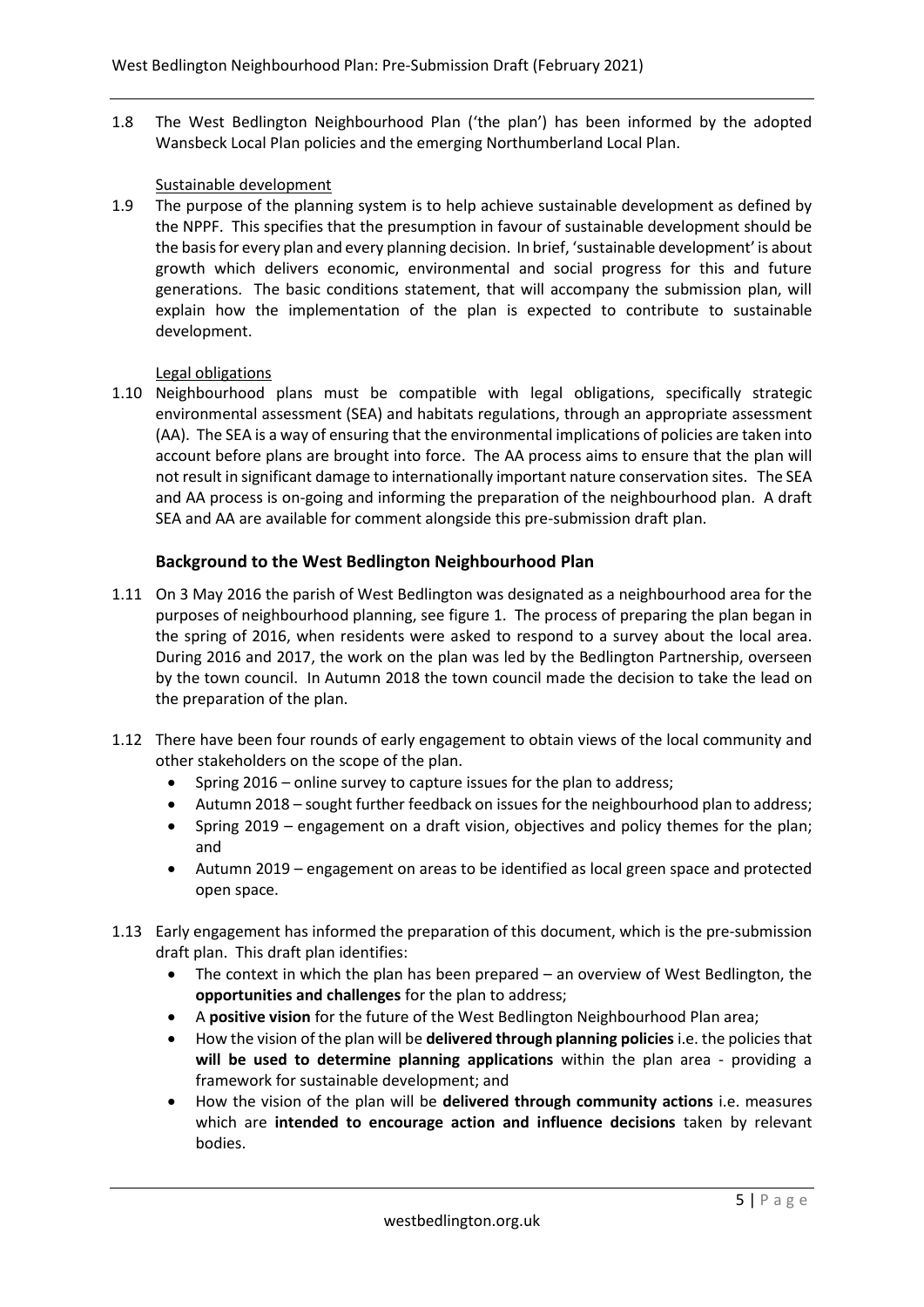1.8 The West Bedlington Neighbourhood Plan ('the plan') has been informed by the adopted Wansbeck Local Plan policies and the emerging Northumberland Local Plan.

Sustainable development

1.9 The purpose of the planning system is to help achieve sustainable development as defined by the NPPF. This specifies that the presumption in favour of sustainable development should be the basis for every plan and every planning decision. In brief, 'sustainable development' is about growth which delivers economic, environmental and social progress for this and future generations. The basic conditions statement, that will accompany the submission plan, will explain how the implementation of the plan is expected to contribute to sustainable development.

Legal obligations

1.10 Neighbourhood plans must be compatible with legal obligations, specifically strategic environmental assessment (SEA) and habitats regulations, through an appropriate assessment (AA). The SEA is a way of ensuring that the environmental implications of policies are taken into account before plans are brought into force. The AA process aims to ensure that the plan will not result in significant damage to internationally important nature conservation sites. The SEA and AA process is on-going and informing the preparation of the neighbourhood plan. A draft SEA and AA are available for comment alongside this pre-submission draft plan.

### Background to the West Bedlington Neighbourhood Plan

1.11 On 3 May 2016 the parish of West Bedlington was designated as a neighbourhood area for the purposes of neighbourhood planning, see figure 1. The process of preparing the plan began in the spring of 2016, when residents were asked to respond to a survey about the local area. During 2016 and 2017, the work on the plan was led by the Bedlington Partnership, overseen by the town council. In Autumn 2018 the town council made the decision to take the lead on the preparation of the plan.

1.12 There have been four rounds of early engagement to obtain views of the local community and other stakeholders on the scope of the plan.

- Spring 2016 – online survey to capture issues for the plan to address;
- Autumn 2018 – sought further feedback on issues for the neighbourhood plan to address;
- Spring 2019 – engagement on a draft vision, objectives and policy themes for the plan; and
- Autumn 2019 – engagement on areas to be identified as local green space and protected open space.

1.13 Early engagement has informed the preparation of this document, which is the pre-submission draft plan. This draft plan identifies:

- The context in which the plan has been prepared – an overview of West Bedlington, the **opportunities and challenges** for the plan to address;
- A **positive vision** for the future of the West Bedlington Neighbourhood Plan area;
- How the vision of the plan will be **delivered through planning policies** i.e. the policies that **will be used to determine planning applications** within the plan area - providing a framework for sustainable development; and
- How the vision of the plan will be **delivered through community actions** i.e. measures which are **intended to encourage action and influence decisions** taken by relevant bodies.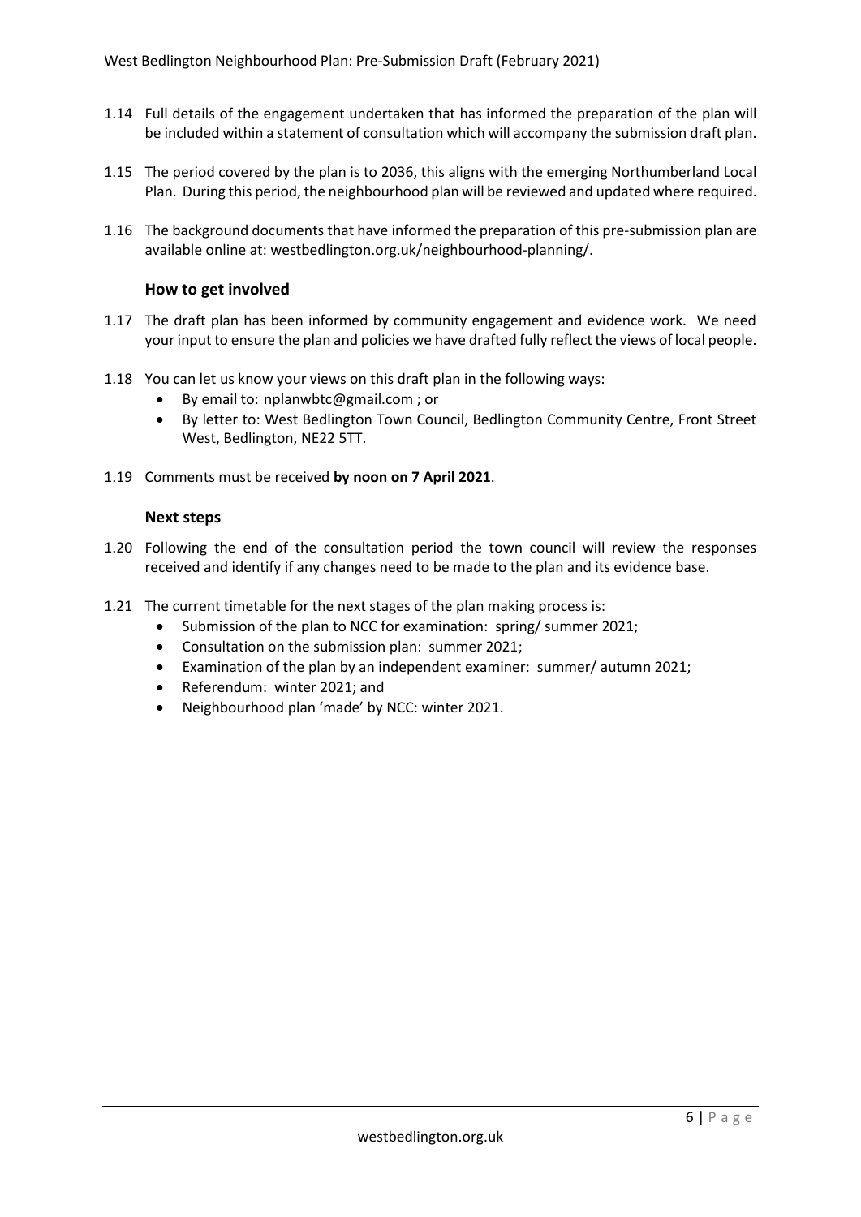1.14 Full details of the engagement undertaken that has informed the preparation of the plan will be included within a statement of consultation which will accompany the submission draft plan.

1.15 The period covered by the plan is to 2036, this aligns with the emerging Northumberland Local Plan. During this period, the neighbourhood plan will be reviewed and updated where required.

1.16 The background documents that have informed the preparation of this pre-submission plan are available online at: westbedlington.org.uk/neighbourhood-planning/.

### How to get involved

1.17 The draft plan has been informed by community engagement and evidence work. We need your input to ensure the plan and policies we have drafted fully reflect the views of local people.

1.18 You can let us know your views on this draft plan in the following ways:

- By email to: nplanwbtc@gmail.com ; or
- By letter to: West Bedlington Town Council, Bedlington Community Centre, Front Street West, Bedlington, NE22 5TT.

1.19 Comments must be received **by noon on 7 April 2021**.

### Next steps

1.20 Following the end of the consultation period the town council will review the responses received and identify if any changes need to be made to the plan and its evidence base.

1.21 The current timetable for the next stages of the plan making process is:

- Submission of the plan to NCC for examination: spring/ summer 2021;
- Consultation on the submission plan: summer 2021;
- Examination of the plan by an independent examiner: summer/ autumn 2021;
- Referendum: winter 2021; and
- Neighbourhood plan 'made' by NCC: winter 2021.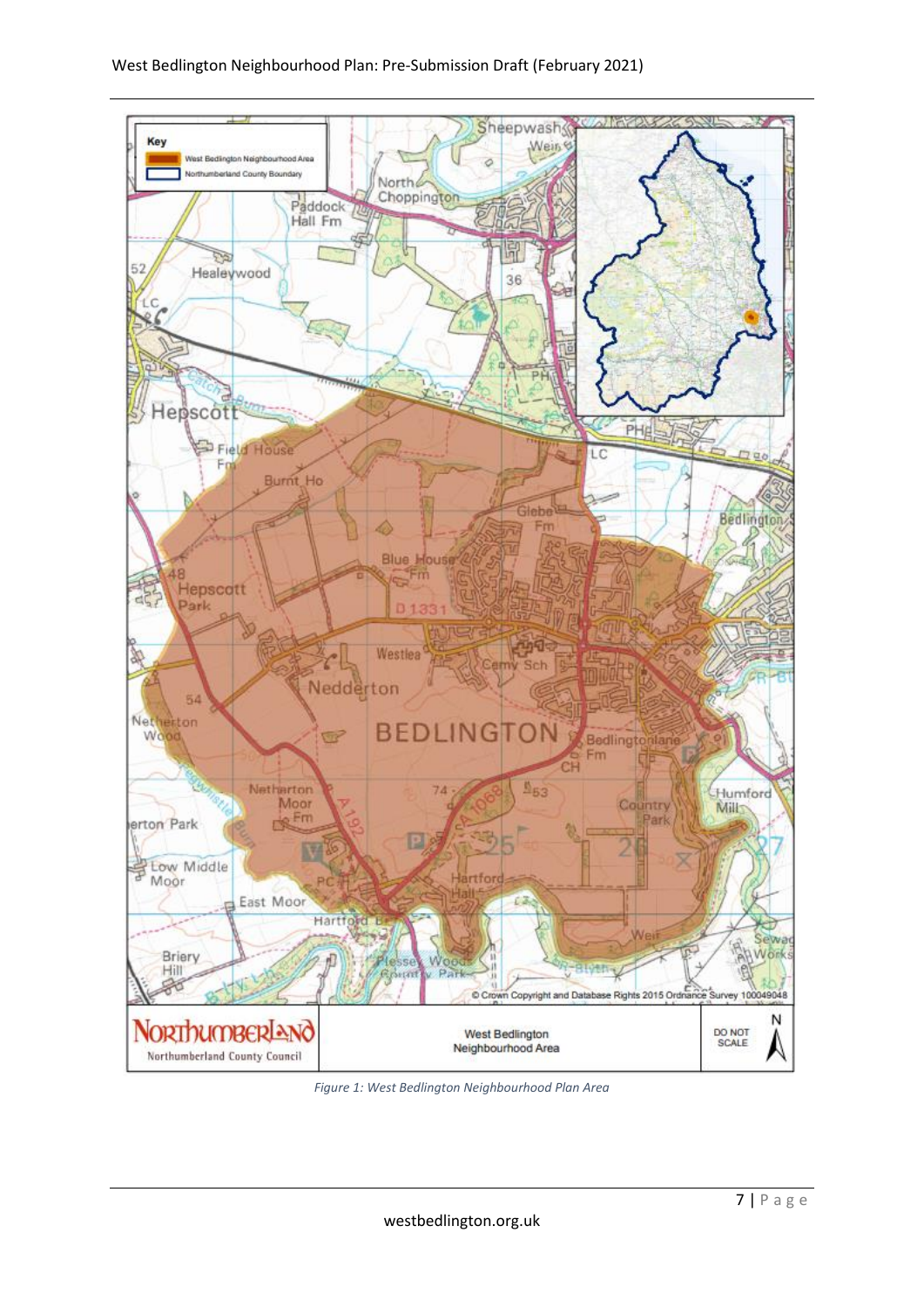*Figure 1: West Bedlington Neighbourhood Plan Area*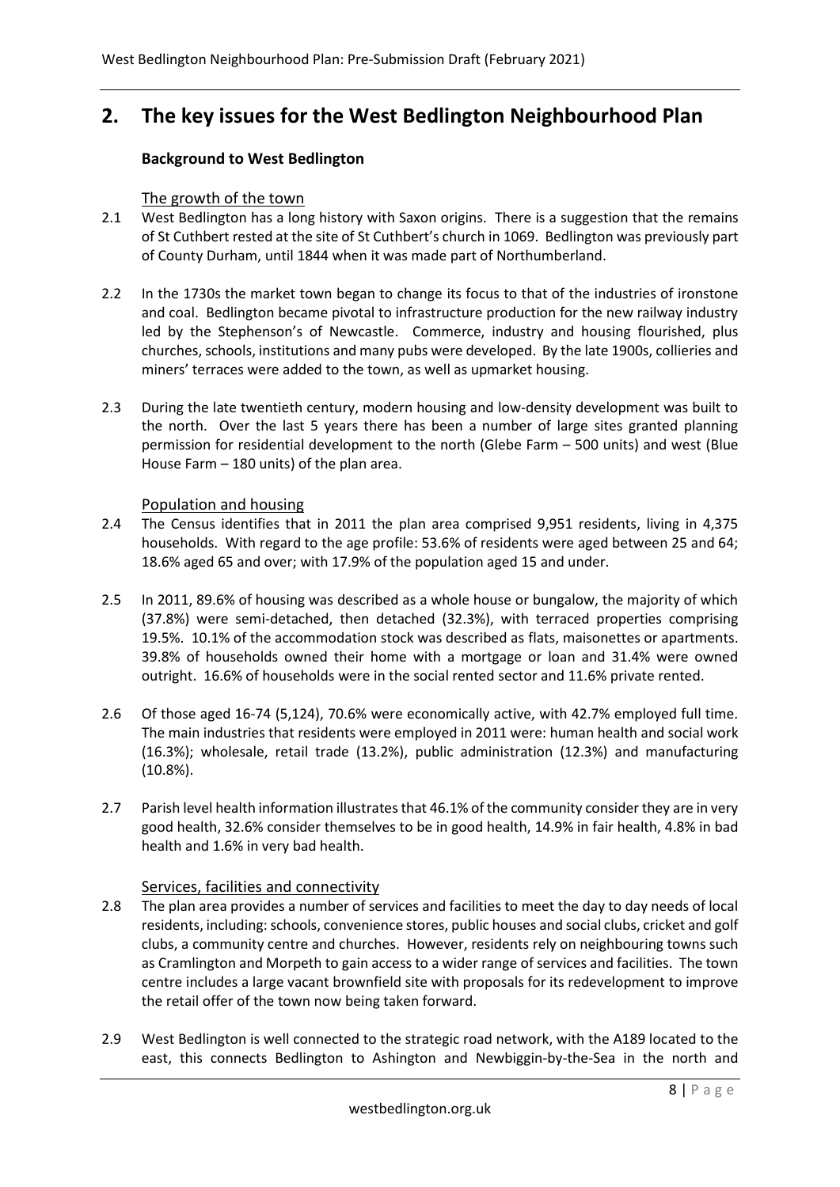## 2. The key issues for the West Bedlington Neighbourhood Plan

### Background to West Bedlington

#### The growth of the town

2.1 West Bedlington has a long history with Saxon origins. There is a suggestion that the remains of St Cuthbert rested at the site of St Cuthbert's church in 1069. Bedlington was previously part of County Durham, until 1844 when it was made part of Northumberland.

2.2 In the 1730s the market town began to change its focus to that of the industries of ironstone and coal. Bedlington became pivotal to infrastructure production for the new railway industry led by the Stephenson's of Newcastle. Commerce, industry and housing flourished, plus churches, schools, institutions and many pubs were developed. By the late 1900s, collieries and miners' terraces were added to the town, as well as upmarket housing.

2.3 During the late twentieth century, modern housing and low-density development was built to the north. Over the last 5 years there has been a number of large sites granted planning permission for residential development to the north (Glebe Farm – 500 units) and west (Blue House Farm – 180 units) of the plan area.

#### Population and housing

2.4 The Census identifies that in 2011 the plan area comprised 9,951 residents, living in 4,375 households. With regard to the age profile: 53.6% of residents were aged between 25 and 64; 18.6% aged 65 and over; with 17.9% of the population aged 15 and under.

2.5 In 2011, 89.6% of housing was described as a whole house or bungalow, the majority of which (37.8%) were semi-detached, then detached (32.3%), with terraced properties comprising 19.5%. 10.1% of the accommodation stock was described as flats, maisonettes or apartments. 39.8% of households owned their home with a mortgage or loan and 31.4% were owned outright. 16.6% of households were in the social rented sector and 11.6% private rented.

2.6 Of those aged 16-74 (5,124), 70.6% were economically active, with 42.7% employed full time. The main industries that residents were employed in 2011 were: human health and social work (16.3%); wholesale, retail trade (13.2%), public administration (12.3%) and manufacturing (10.8%).

2.7 Parish level health information illustrates that 46.1% of the community consider they are in very good health, 32.6% consider themselves to be in good health, 14.9% in fair health, 4.8% in bad health and 1.6% in very bad health.

#### Services, facilities and connectivity

2.8 The plan area provides a number of services and facilities to meet the day to day needs of local residents, including: schools, convenience stores, public houses and social clubs, cricket and golf clubs, a community centre and churches. However, residents rely on neighbouring towns such as Cramlington and Morpeth to gain access to a wider range of services and facilities. The town centre includes a large vacant brownfield site with proposals for its redevelopment to improve the retail offer of the town now being taken forward.

2.9 West Bedlington is well connected to the strategic road network, with the A189 located to the east, this connects Bedlington to Ashington and Newbiggin-by-the-Sea in the north and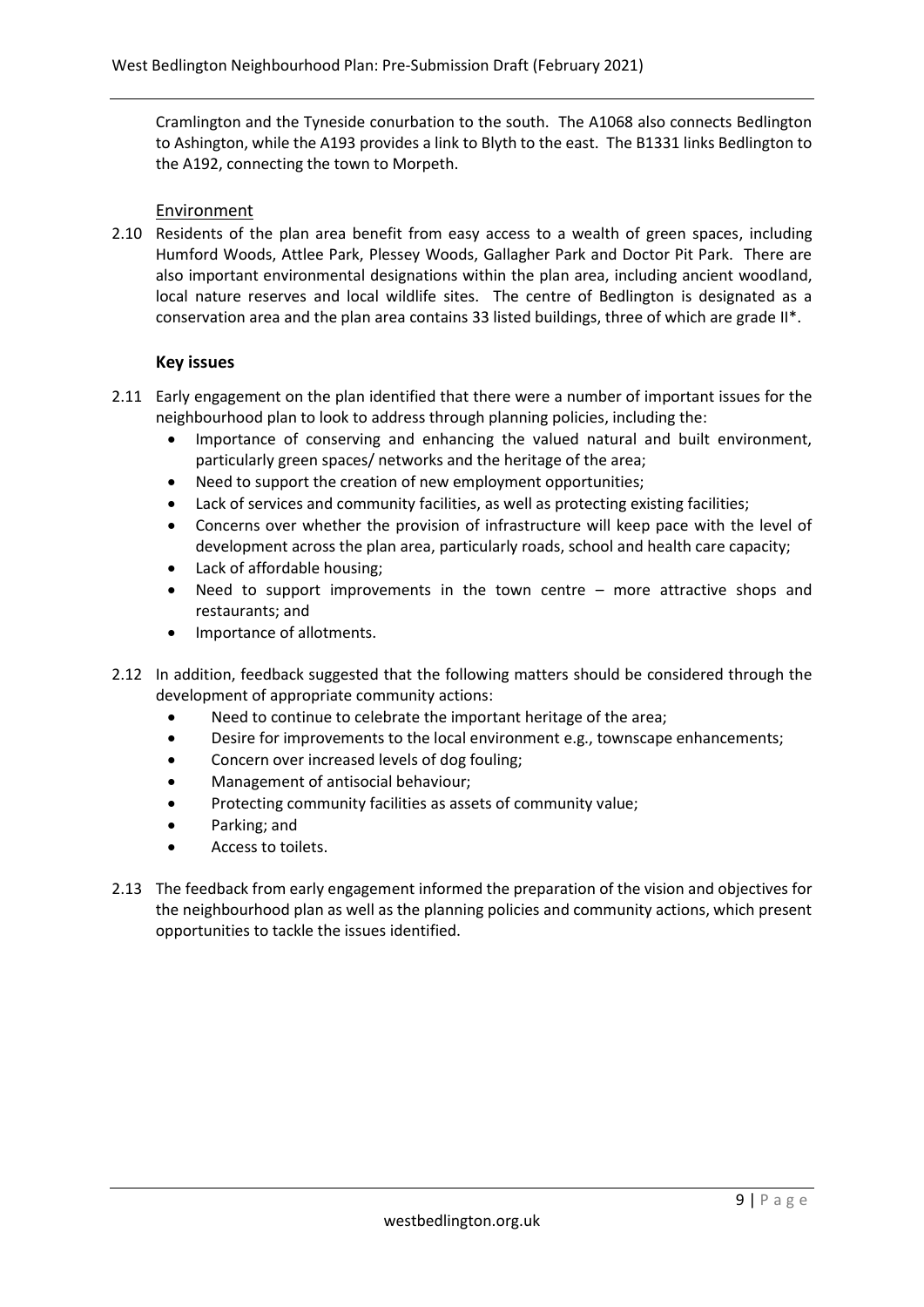Cramlington and the Tyneside conurbation to the south. The A1068 also connects Bedlington to Ashington, while the A193 provides a link to Blyth to the east. The B1331 links Bedlington to the A192, connecting the town to Morpeth.

### Environment

2.10 Residents of the plan area benefit from easy access to a wealth of green spaces, including Humford Woods, Attlee Park, Plessey Woods, Gallagher Park and Doctor Pit Park. There are also important environmental designations within the plan area, including ancient woodland, local nature reserves and local wildlife sites. The centre of Bedlington is designated as a conservation area and the plan area contains 33 listed buildings, three of which are grade II*.

### Key issues

2.11 Early engagement on the plan identified that there were a number of important issues for the neighbourhood plan to look to address through planning policies, including the:

- Importance of conserving and enhancing the valued natural and built environment, particularly green spaces/ networks and the heritage of the area;
- Need to support the creation of new employment opportunities;
- Lack of services and community facilities, as well as protecting existing facilities;
- Concerns over whether the provision of infrastructure will keep pace with the level of development across the plan area, particularly roads, school and health care capacity;
- Lack of affordable housing;
- Need to support improvements in the town centre – more attractive shops and restaurants; and
- Importance of allotments.

2.12 In addition, feedback suggested that the following matters should be considered through the development of appropriate community actions:

- Need to continue to celebrate the important heritage of the area;
- Desire for improvements to the local environment e.g., townscape enhancements;
- Concern over increased levels of dog fouling;
- Management of antisocial behaviour;
- Protecting community facilities as assets of community value;
- Parking; and
- Access to toilets.

2.13 The feedback from early engagement informed the preparation of the vision and objectives for the neighbourhood plan as well as the planning policies and community actions, which present opportunities to tackle the issues identified.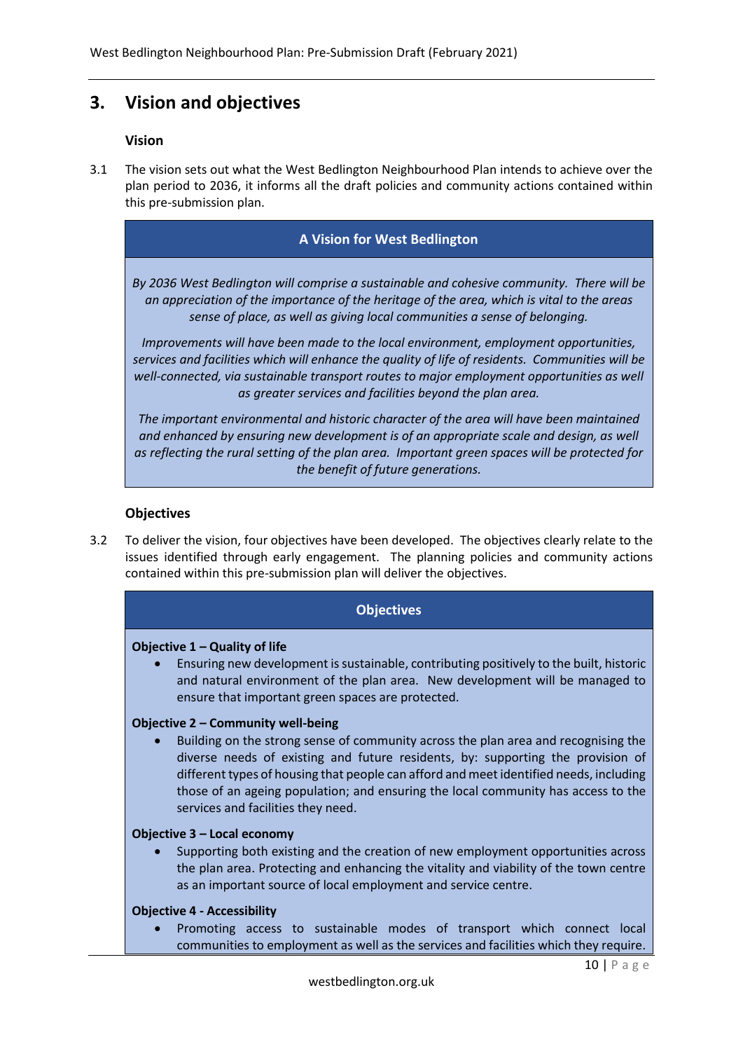## 3. Vision and objectives

### Vision

3.1 The vision sets out what the West Bedlington Neighbourhood Plan intends to achieve over the plan period to 2036, it informs all the draft policies and community actions contained within this pre-submission plan.

**A Vision for West Bedlington**

*By 2036 West Bedlington will comprise a sustainable and cohesive community. There will be an appreciation of the importance of the heritage of the area, which is vital to the areas sense of place, as well as giving local communities a sense of belonging.*

*Improvements will have been made to the local environment, employment opportunities, services and facilities which will enhance the quality of life of residents. Communities will be well-connected, via sustainable transport routes to major employment opportunities as well as greater services and facilities beyond the plan area.*

*The important environmental and historic character of the area will have been maintained and enhanced by ensuring new development is of an appropriate scale and design, as well as reflecting the rural setting of the plan area. Important green spaces will be protected for the benefit of future generations.*

### Objectives

3.2 To deliver the vision, four objectives have been developed. The objectives clearly relate to the issues identified through early engagement. The planning policies and community actions contained within this pre-submission plan will deliver the objectives.

**Objectives**

**Objective 1 – Quality of life**

- Ensuring new development is sustainable, contributing positively to the built, historic and natural environment of the plan area. New development will be managed to ensure that important green spaces are protected.

**Objective 2 – Community well-being**

- Building on the strong sense of community across the plan area and recognising the diverse needs of existing and future residents, by: supporting the provision of different types of housing that people can afford and meet identified needs, including those of an ageing population; and ensuring the local community has access to the services and facilities they need.

**Objective 3 – Local economy**

- Supporting both existing and the creation of new employment opportunities across the plan area. Protecting and enhancing the vitality and viability of the town centre as an important source of local employment and service centre.

**Objective 4 - Accessibility**

- Promoting access to sustainable modes of transport which connect local communities to employment as well as the services and facilities which they require.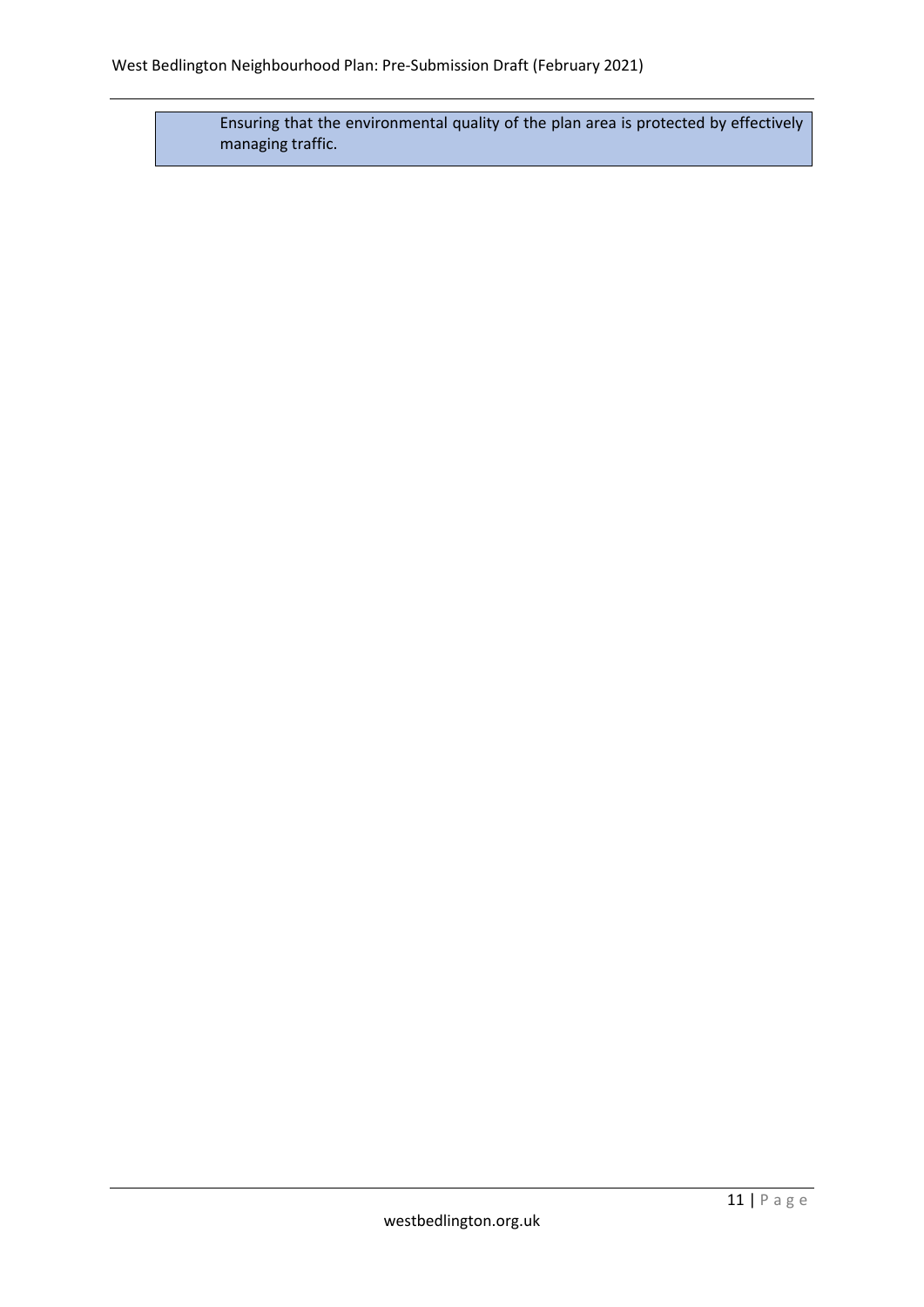Ensuring that the environmental quality of the plan area is protected by effectively managing traffic.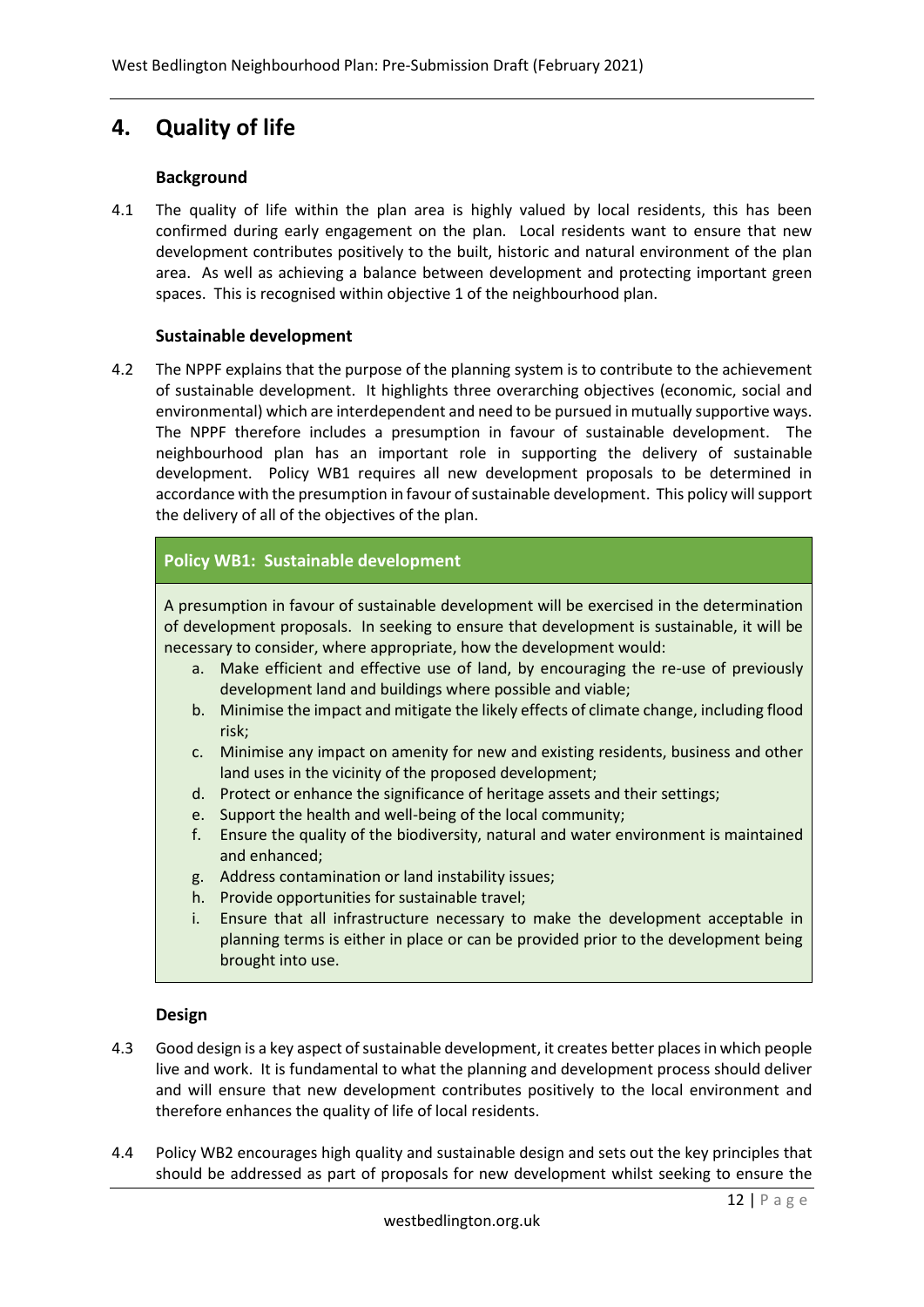# 4. Quality of life

### Background

4.1 The quality of life within the plan area is highly valued by local residents, this has been confirmed during early engagement on the plan. Local residents want to ensure that new development contributes positively to the built, historic and natural environment of the plan area. As well as achieving a balance between development and protecting important green spaces. This is recognised within objective 1 of the neighbourhood plan.

### Sustainable development

4.2 The NPPF explains that the purpose of the planning system is to contribute to the achievement of sustainable development. It highlights three overarching objectives (economic, social and environmental) which are interdependent and need to be pursued in mutually supportive ways. The NPPF therefore includes a presumption in favour of sustainable development. The neighbourhood plan has an important role in supporting the delivery of sustainable development. Policy WB1 requires all new development proposals to be determined in accordance with the presumption in favour of sustainable development. This policy will support the delivery of all of the objectives of the plan.

**Policy WB1: Sustainable development**

A presumption in favour of sustainable development will be exercised in the determination of development proposals. In seeking to ensure that development is sustainable, it will be necessary to consider, where appropriate, how the development would:

a. Make efficient and effective use of land, by encouraging the re-use of previously development land and buildings where possible and viable;
b. Minimise the impact and mitigate the likely effects of climate change, including flood risk;
c. Minimise any impact on amenity for new and existing residents, business and other land uses in the vicinity of the proposed development;
d. Protect or enhance the significance of heritage assets and their settings;
e. Support the health and well-being of the local community;
f. Ensure the quality of the biodiversity, natural and water environment is maintained and enhanced;
g. Address contamination or land instability issues;
h. Provide opportunities for sustainable travel;
i. Ensure that all infrastructure necessary to make the development acceptable in planning terms is either in place or can be provided prior to the development being brought into use.

### Design

4.3 Good design is a key aspect of sustainable development, it creates better places in which people live and work. It is fundamental to what the planning and development process should deliver and will ensure that new development contributes positively to the local environment and therefore enhances the quality of life of local residents.

4.4 Policy WB2 encourages high quality and sustainable design and sets out the key principles that should be addressed as part of proposals for new development whilst seeking to ensure the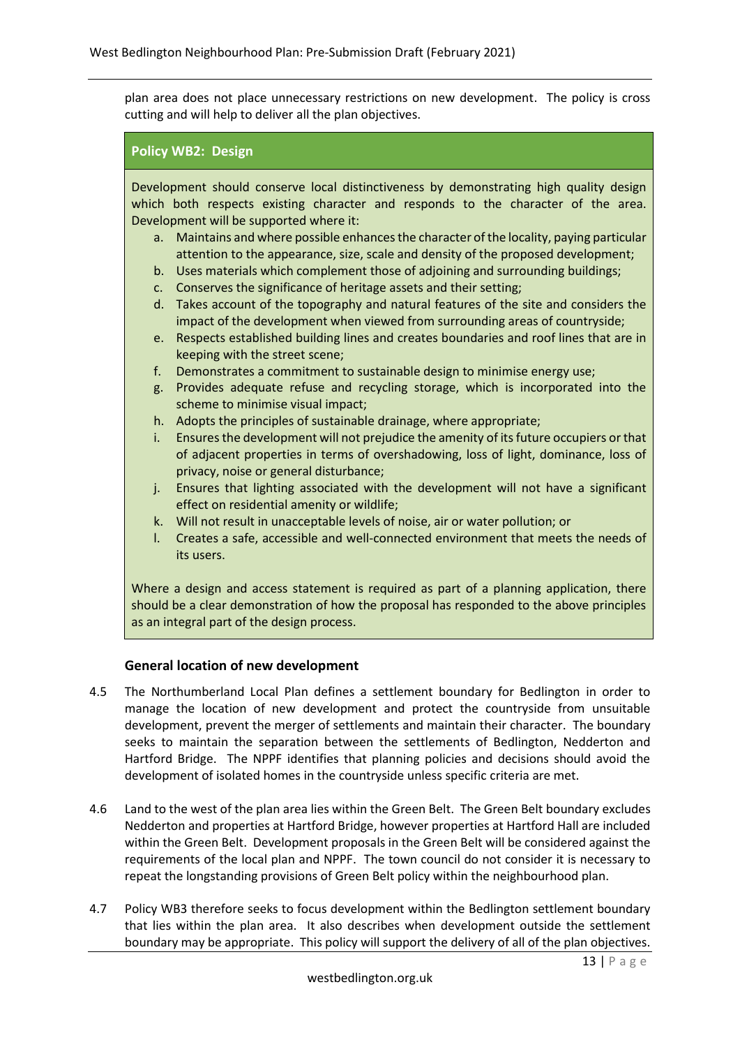plan area does not place unnecessary restrictions on new development. The policy is cross cutting and will help to deliver all the plan objectives.

**Policy WB2: Design**

Development should conserve local distinctiveness by demonstrating high quality design which both respects existing character and responds to the character of the area. Development will be supported where it:

a. Maintains and where possible enhances the character of the locality, paying particular attention to the appearance, size, scale and density of the proposed development;
b. Uses materials which complement those of adjoining and surrounding buildings;
c. Conserves the significance of heritage assets and their setting;
d. Takes account of the topography and natural features of the site and considers the impact of the development when viewed from surrounding areas of countryside;
e. Respects established building lines and creates boundaries and roof lines that are in keeping with the street scene;
f. Demonstrates a commitment to sustainable design to minimise energy use;
g. Provides adequate refuse and recycling storage, which is incorporated into the scheme to minimise visual impact;
h. Adopts the principles of sustainable drainage, where appropriate;
i. Ensures the development will not prejudice the amenity of its future occupiers or that of adjacent properties in terms of overshadowing, loss of light, dominance, loss of privacy, noise or general disturbance;
j. Ensures that lighting associated with the development will not have a significant effect on residential amenity or wildlife;
k. Will not result in unacceptable levels of noise, air or water pollution; or
l. Creates a safe, accessible and well-connected environment that meets the needs of its users.

Where a design and access statement is required as part of a planning application, there should be a clear demonstration of how the proposal has responded to the above principles as an integral part of the design process.

### General location of new development

4.5 The Northumberland Local Plan defines a settlement boundary for Bedlington in order to manage the location of new development and protect the countryside from unsuitable development, prevent the merger of settlements and maintain their character. The boundary seeks to maintain the separation between the settlements of Bedlington, Nedderton and Hartford Bridge. The NPPF identifies that planning policies and decisions should avoid the development of isolated homes in the countryside unless specific criteria are met.

4.6 Land to the west of the plan area lies within the Green Belt. The Green Belt boundary excludes Nedderton and properties at Hartford Bridge, however properties at Hartford Hall are included within the Green Belt. Development proposals in the Green Belt will be considered against the requirements of the local plan and NPPF. The town council do not consider it is necessary to repeat the longstanding provisions of Green Belt policy within the neighbourhood plan.

4.7 Policy WB3 therefore seeks to focus development within the Bedlington settlement boundary that lies within the plan area. It also describes when development outside the settlement boundary may be appropriate. This policy will support the delivery of all of the plan objectives.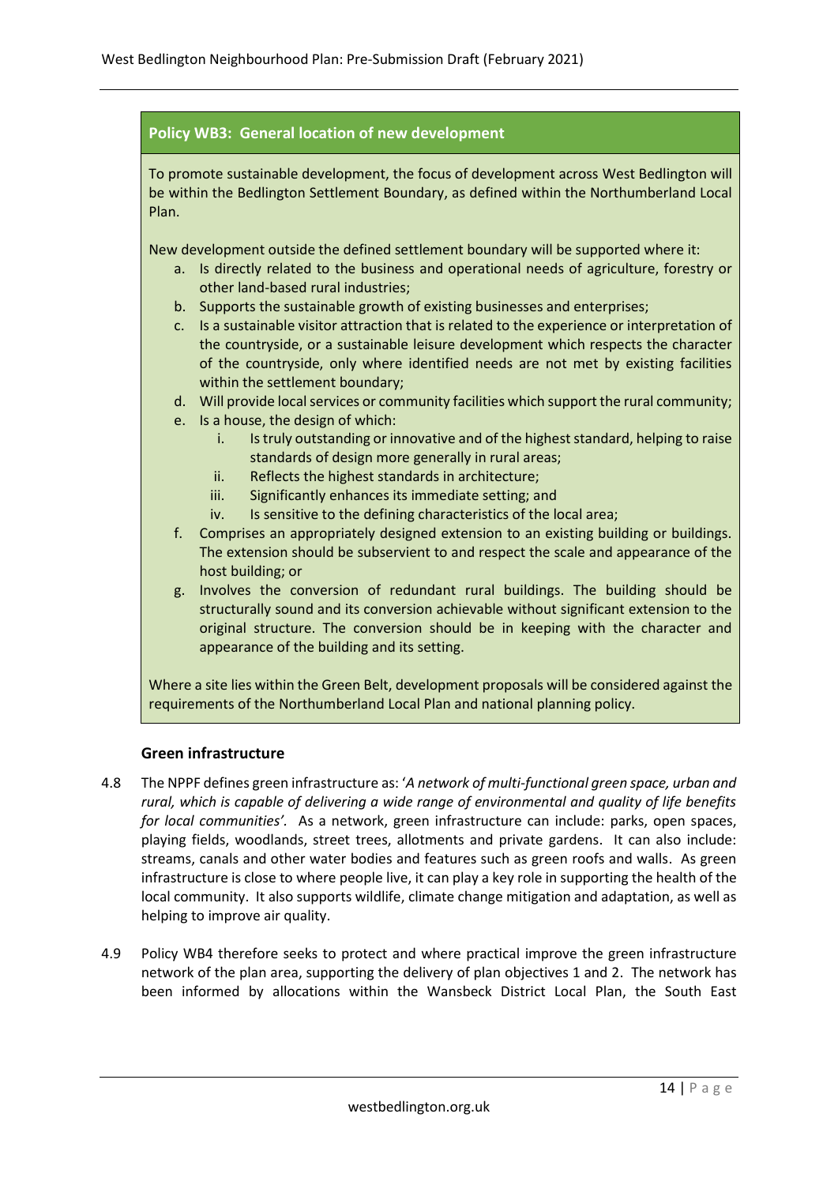**Policy WB3: General location of new development**

To promote sustainable development, the focus of development across West Bedlington will be within the Bedlington Settlement Boundary, as defined within the Northumberland Local Plan.

New development outside the defined settlement boundary will be supported where it:

a. Is directly related to the business and operational needs of agriculture, forestry or other land-based rural industries;
b. Supports the sustainable growth of existing businesses and enterprises;
c. Is a sustainable visitor attraction that is related to the experience or interpretation of the countryside, or a sustainable leisure development which respects the character of the countryside, only where identified needs are not met by existing facilities within the settlement boundary;
d. Will provide local services or community facilities which support the rural community;
e. Is a house, the design of which:
    i. Is truly outstanding or innovative and of the highest standard, helping to raise standards of design more generally in rural areas;
    ii. Reflects the highest standards in architecture;
    iii. Significantly enhances its immediate setting; and
    iv. Is sensitive to the defining characteristics of the local area;
f. Comprises an appropriately designed extension to an existing building or buildings. The extension should be subservient to and respect the scale and appearance of the host building; or
g. Involves the conversion of redundant rural buildings. The building should be structurally sound and its conversion achievable without significant extension to the original structure. The conversion should be in keeping with the character and appearance of the building and its setting.

Where a site lies within the Green Belt, development proposals will be considered against the requirements of the Northumberland Local Plan and national planning policy.

### Green infrastructure

4.8 The NPPF defines green infrastructure as: '*A network of multi-functional green space, urban and rural, which is capable of delivering a wide range of environmental and quality of life benefits for local communities'*. As a network, green infrastructure can include: parks, open spaces, playing fields, woodlands, street trees, allotments and private gardens. It can also include: streams, canals and other water bodies and features such as green roofs and walls. As green infrastructure is close to where people live, it can play a key role in supporting the health of the local community. It also supports wildlife, climate change mitigation and adaptation, as well as helping to improve air quality.

4.9 Policy WB4 therefore seeks to protect and where practical improve the green infrastructure network of the plan area, supporting the delivery of plan objectives 1 and 2. The network has been informed by allocations within the Wansbeck District Local Plan, the South East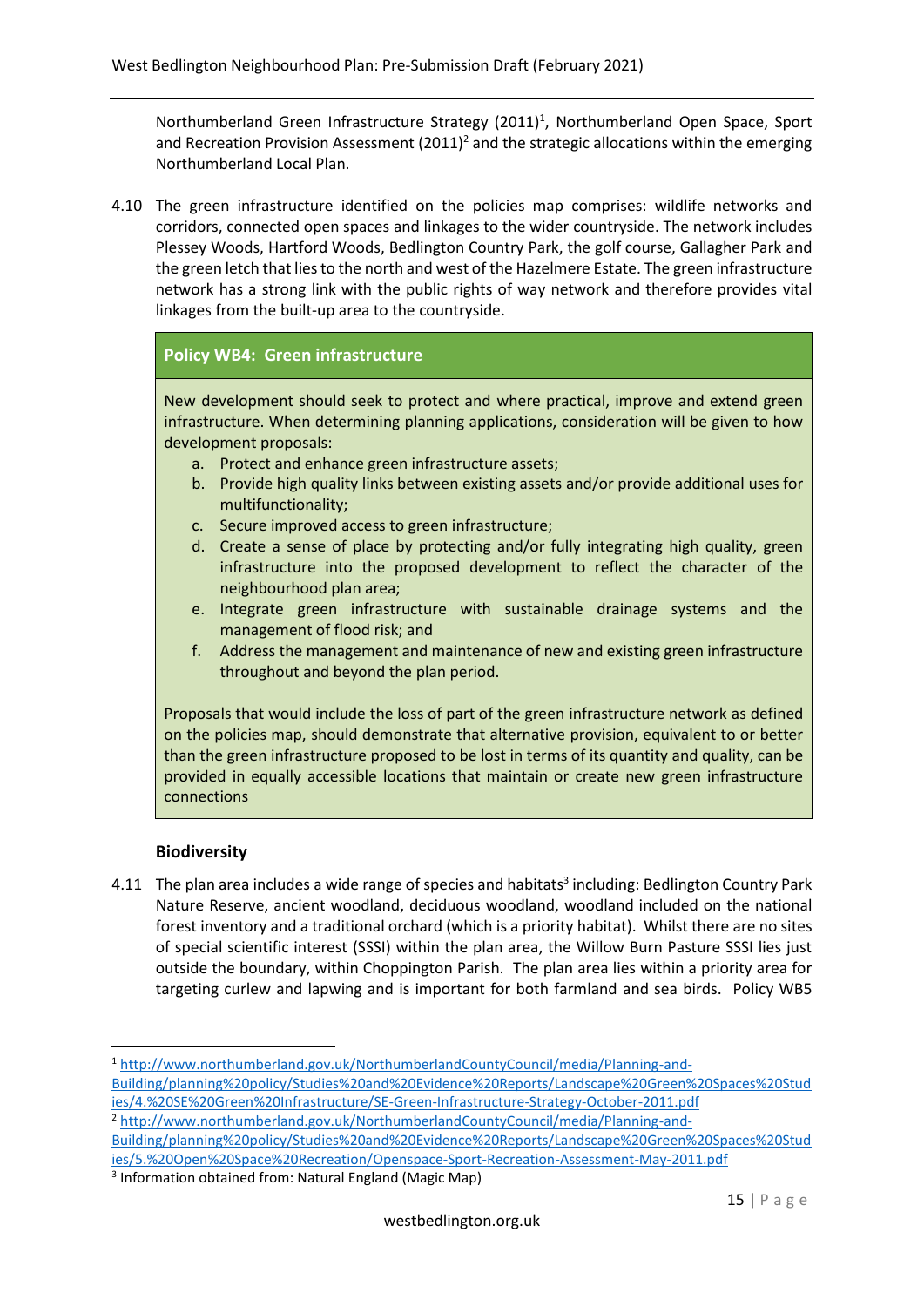Northumberland Green Infrastructure Strategy (2011)[1], Northumberland Open Space, Sport and Recreation Provision Assessment (2011)[2] and the strategic allocations within the emerging Northumberland Local Plan.

4.10 The green infrastructure identified on the policies map comprises: wildlife networks and corridors, connected open spaces and linkages to the wider countryside. The network includes Plessey Woods, Hartford Woods, Bedlington Country Park, the golf course, Gallagher Park and the green letch that lies to the north and west of the Hazelmere Estate. The green infrastructure network has a strong link with the public rights of way network and therefore provides vital linkages from the built-up area to the countryside.

> **Policy WB4: Green infrastructure**
>
> New development should seek to protect and where practical, improve and extend green infrastructure. When determining planning applications, consideration will be given to how development proposals:
>
> a. Protect and enhance green infrastructure assets;
> b. Provide high quality links between existing assets and/or provide additional uses for multifunctionality;
> c. Secure improved access to green infrastructure;
> d. Create a sense of place by protecting and/or fully integrating high quality, green infrastructure into the proposed development to reflect the character of the neighbourhood plan area;
> e. Integrate green infrastructure with sustainable drainage systems and the management of flood risk; and
> f. Address the management and maintenance of new and existing green infrastructure throughout and beyond the plan period.
>
> Proposals that would include the loss of part of the green infrastructure network as defined on the policies map, should demonstrate that alternative provision, equivalent to or better than the green infrastructure proposed to be lost in terms of its quantity and quality, can be provided in equally accessible locations that maintain or create new green infrastructure connections

### Biodiversity

4.11 The plan area includes a wide range of species and habitats[3] including: Bedlington Country Park Nature Reserve, ancient woodland, deciduous woodland, woodland included on the national forest inventory and a traditional orchard (which is a priority habitat). Whilst there are no sites of special scientific interest (SSSI) within the plan area, the Willow Burn Pasture SSSI lies just outside the boundary, within Choppington Parish. The plan area lies within a priority area for targeting curlew and lapwing and is important for both farmland and sea birds. Policy WB5

---

[1] http://www.northumberland.gov.uk/NorthumberlandCountyCouncil/media/Planning-and-Building/planning%20policy/Studies%20and%20Evidence%20Reports/Landscape%20Green%20Spaces%20Studies/4.%20SE%20Green%20Infrastructure/SE-Green-Infrastructure-Strategy-October-2011.pdf

[2] http://www.northumberland.gov.uk/NorthumberlandCountyCouncil/media/Planning-and-Building/planning%20policy/Studies%20and%20Evidence%20Reports/Landscape%20Green%20Spaces%20Studies/5.%20Open%20Space%20Recreation/Openspace-Sport-Recreation-Assessment-May-2011.pdf

[3] Information obtained from: Natural England (Magic Map)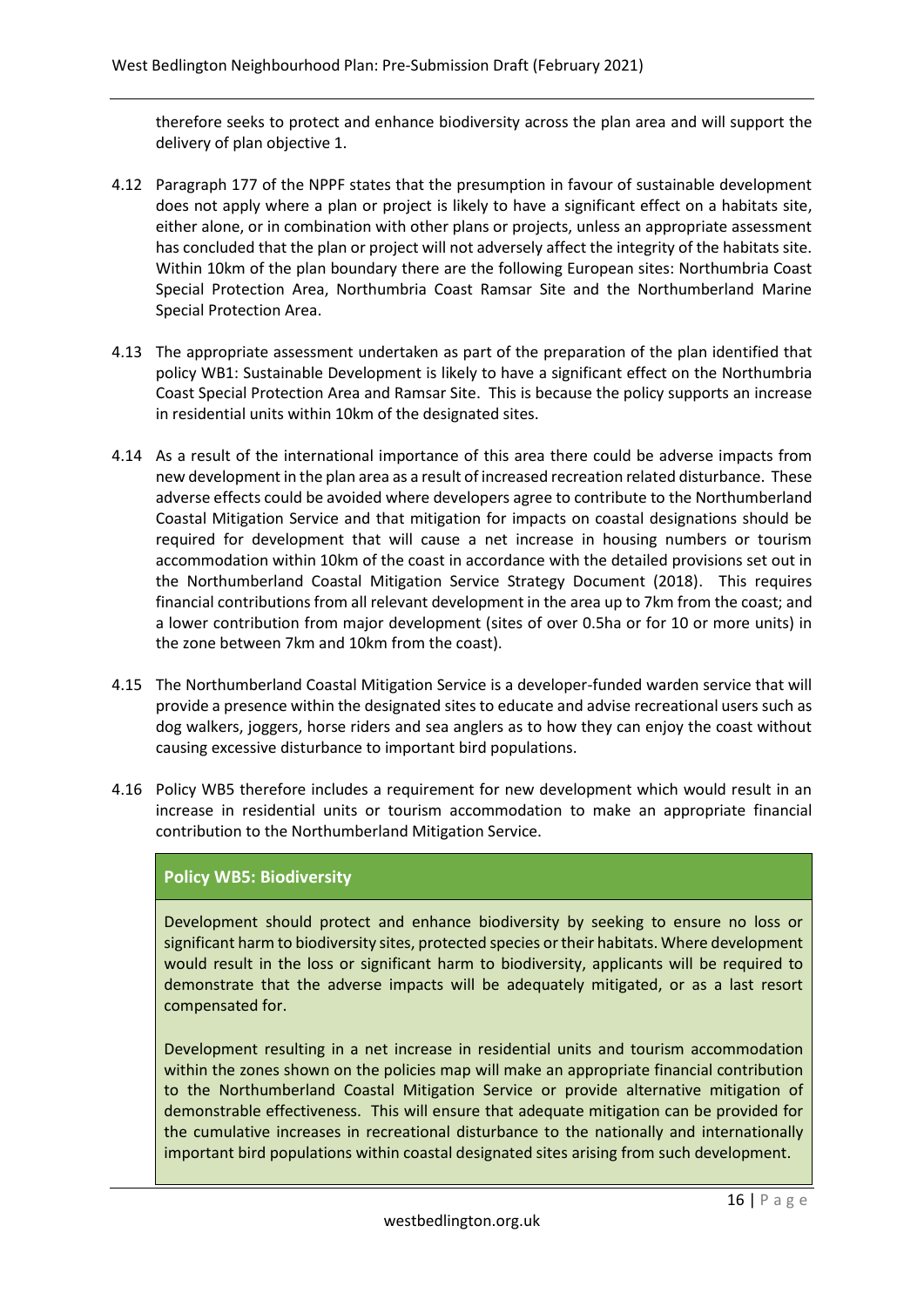therefore seeks to protect and enhance biodiversity across the plan area and will support the delivery of plan objective 1.

4.12 Paragraph 177 of the NPPF states that the presumption in favour of sustainable development does not apply where a plan or project is likely to have a significant effect on a habitats site, either alone, or in combination with other plans or projects, unless an appropriate assessment has concluded that the plan or project will not adversely affect the integrity of the habitats site. Within 10km of the plan boundary there are the following European sites: Northumbria Coast Special Protection Area, Northumbria Coast Ramsar Site and the Northumberland Marine Special Protection Area.

4.13 The appropriate assessment undertaken as part of the preparation of the plan identified that policy WB1: Sustainable Development is likely to have a significant effect on the Northumbria Coast Special Protection Area and Ramsar Site. This is because the policy supports an increase in residential units within 10km of the designated sites.

4.14 As a result of the international importance of this area there could be adverse impacts from new development in the plan area as a result of increased recreation related disturbance. These adverse effects could be avoided where developers agree to contribute to the Northumberland Coastal Mitigation Service and that mitigation for impacts on coastal designations should be required for development that will cause a net increase in housing numbers or tourism accommodation within 10km of the coast in accordance with the detailed provisions set out in the Northumberland Coastal Mitigation Service Strategy Document (2018). This requires financial contributions from all relevant development in the area up to 7km from the coast; and a lower contribution from major development (sites of over 0.5ha or for 10 or more units) in the zone between 7km and 10km from the coast).

4.15 The Northumberland Coastal Mitigation Service is a developer-funded warden service that will provide a presence within the designated sites to educate and advise recreational users such as dog walkers, joggers, horse riders and sea anglers as to how they can enjoy the coast without causing excessive disturbance to important bird populations.

4.16 Policy WB5 therefore includes a requirement for new development which would result in an increase in residential units or tourism accommodation to make an appropriate financial contribution to the Northumberland Mitigation Service.

**Policy WB5: Biodiversity**

Development should protect and enhance biodiversity by seeking to ensure no loss or significant harm to biodiversity sites, protected species or their habitats. Where development would result in the loss or significant harm to biodiversity, applicants will be required to demonstrate that the adverse impacts will be adequately mitigated, or as a last resort compensated for.

Development resulting in a net increase in residential units and tourism accommodation within the zones shown on the policies map will make an appropriate financial contribution to the Northumberland Coastal Mitigation Service or provide alternative mitigation of demonstrable effectiveness. This will ensure that adequate mitigation can be provided for the cumulative increases in recreational disturbance to the nationally and internationally important bird populations within coastal designated sites arising from such development.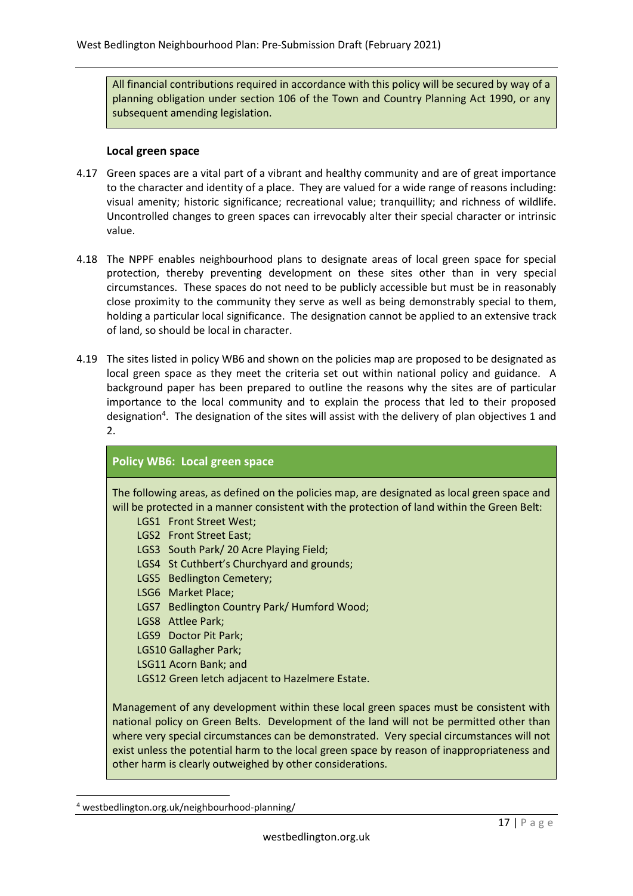All financial contributions required in accordance with this policy will be secured by way of a planning obligation under section 106 of the Town and Country Planning Act 1990, or any subsequent amending legislation.

### Local green space

4.17 Green spaces are a vital part of a vibrant and healthy community and are of great importance to the character and identity of a place. They are valued for a wide range of reasons including: visual amenity; historic significance; recreational value; tranquillity; and richness of wildlife. Uncontrolled changes to green spaces can irrevocably alter their special character or intrinsic value.

4.18 The NPPF enables neighbourhood plans to designate areas of local green space for special protection, thereby preventing development on these sites other than in very special circumstances. These spaces do not need to be publicly accessible but must be in reasonably close proximity to the community they serve as well as being demonstrably special to them, holding a particular local significance. The designation cannot be applied to an extensive track of land, so should be local in character.

4.19 The sites listed in policy WB6 and shown on the policies map are proposed to be designated as local green space as they meet the criteria set out within national policy and guidance. A background paper has been prepared to outline the reasons why the sites are of particular importance to the local community and to explain the process that led to their proposed designation[4]. The designation of the sites will assist with the delivery of plan objectives 1 and 2.

**Policy WB6: Local green space**

The following areas, as defined on the policies map, are designated as local green space and will be protected in a manner consistent with the protection of land within the Green Belt:

- LGS1 Front Street West;
- LGS2 Front Street East;
- LGS3 South Park/ 20 Acre Playing Field;
- LGS4 St Cuthbert's Churchyard and grounds;
- LGS5 Bedlington Cemetery;
- LSG6 Market Place;
- LGS7 Bedlington Country Park/ Humford Wood;
- LGS8 Attlee Park;
- LGS9 Doctor Pit Park;
- LGS10 Gallagher Park;
- LSG11 Acorn Bank; and
- LGS12 Green letch adjacent to Hazelmere Estate.

Management of any development within these local green spaces must be consistent with national policy on Green Belts. Development of the land will not be permitted other than where very special circumstances can be demonstrated. Very special circumstances will not exist unless the potential harm to the local green space by reason of inappropriateness and other harm is clearly outweighed by other considerations.

[4] westbedlington.org.uk/neighbourhood-planning/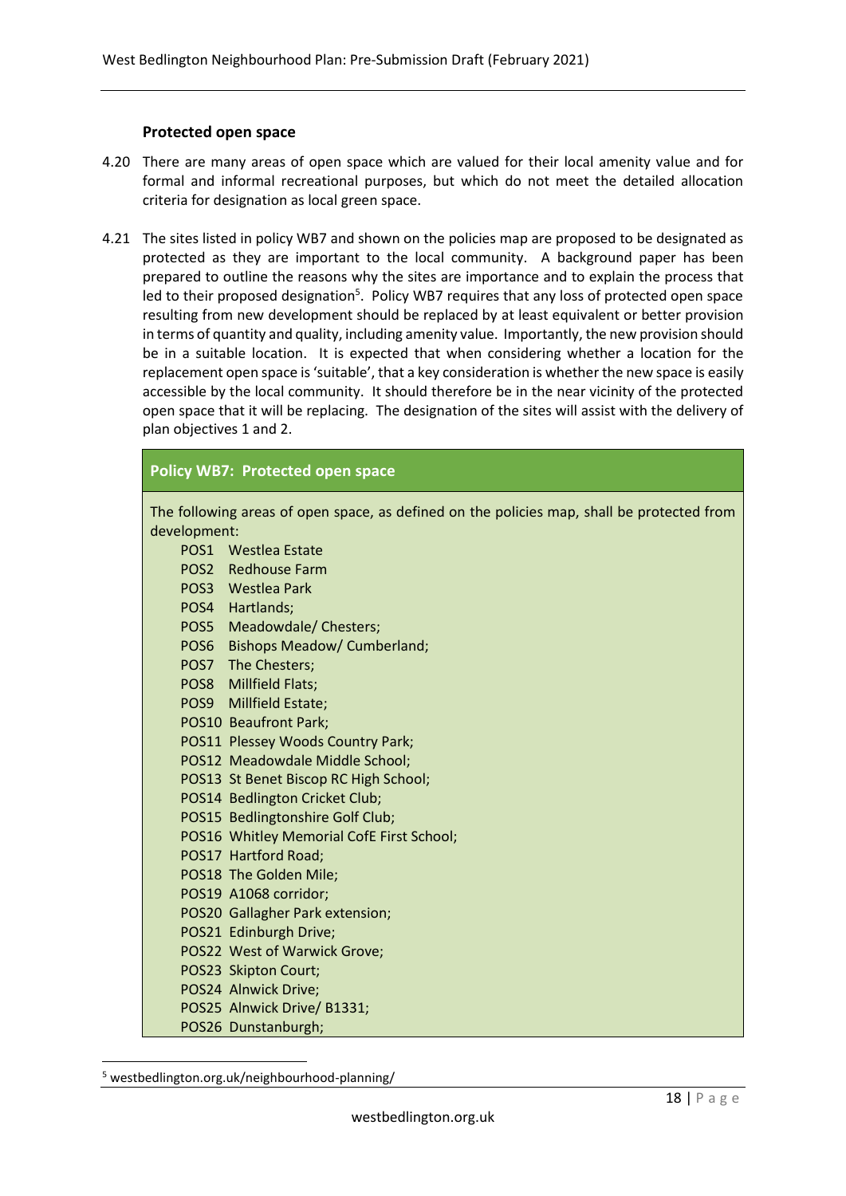### Protected open space

4.20 There are many areas of open space which are valued for their local amenity value and for formal and informal recreational purposes, but which do not meet the detailed allocation criteria for designation as local green space.

4.21 The sites listed in policy WB7 and shown on the policies map are proposed to be designated as protected as they are important to the local community. A background paper has been prepared to outline the reasons why the sites are importance and to explain the process that led to their proposed designation[5]. Policy WB7 requires that any loss of protected open space resulting from new development should be replaced by at least equivalent or better provision in terms of quantity and quality, including amenity value. Importantly, the new provision should be in a suitable location. It is expected that when considering whether a location for the replacement open space is 'suitable', that a key consideration is whether the new space is easily accessible by the local community. It should therefore be in the near vicinity of the protected open space that it will be replacing. The designation of the sites will assist with the delivery of plan objectives 1 and 2.

**Policy WB7: Protected open space**

The following areas of open space, as defined on the policies map, shall be protected from development:

- POS1 Westlea Estate
- POS2 Redhouse Farm
- POS3 Westlea Park
- POS4 Hartlands;
- POS5 Meadowdale/ Chesters;
- POS6 Bishops Meadow/ Cumberland;
- POS7 The Chesters;
- POS8 Millfield Flats;
- POS9 Millfield Estate;
- POS10 Beaufront Park;
- POS11 Plessey Woods Country Park;
- POS12 Meadowdale Middle School;
- POS13 St Benet Biscop RC High School;
- POS14 Bedlington Cricket Club;
- POS15 Bedlingtonshire Golf Club;
- POS16 Whitley Memorial CofE First School;
- POS17 Hartford Road;
- POS18 The Golden Mile;
- POS19 A1068 corridor;
- POS20 Gallagher Park extension;
- POS21 Edinburgh Drive;
- POS22 West of Warwick Grove;
- POS23 Skipton Court;
- POS24 Alnwick Drive;
- POS25 Alnwick Drive/ B1331;
- POS26 Dunstanburgh;

[5] westbedlington.org.uk/neighbourhood-planning/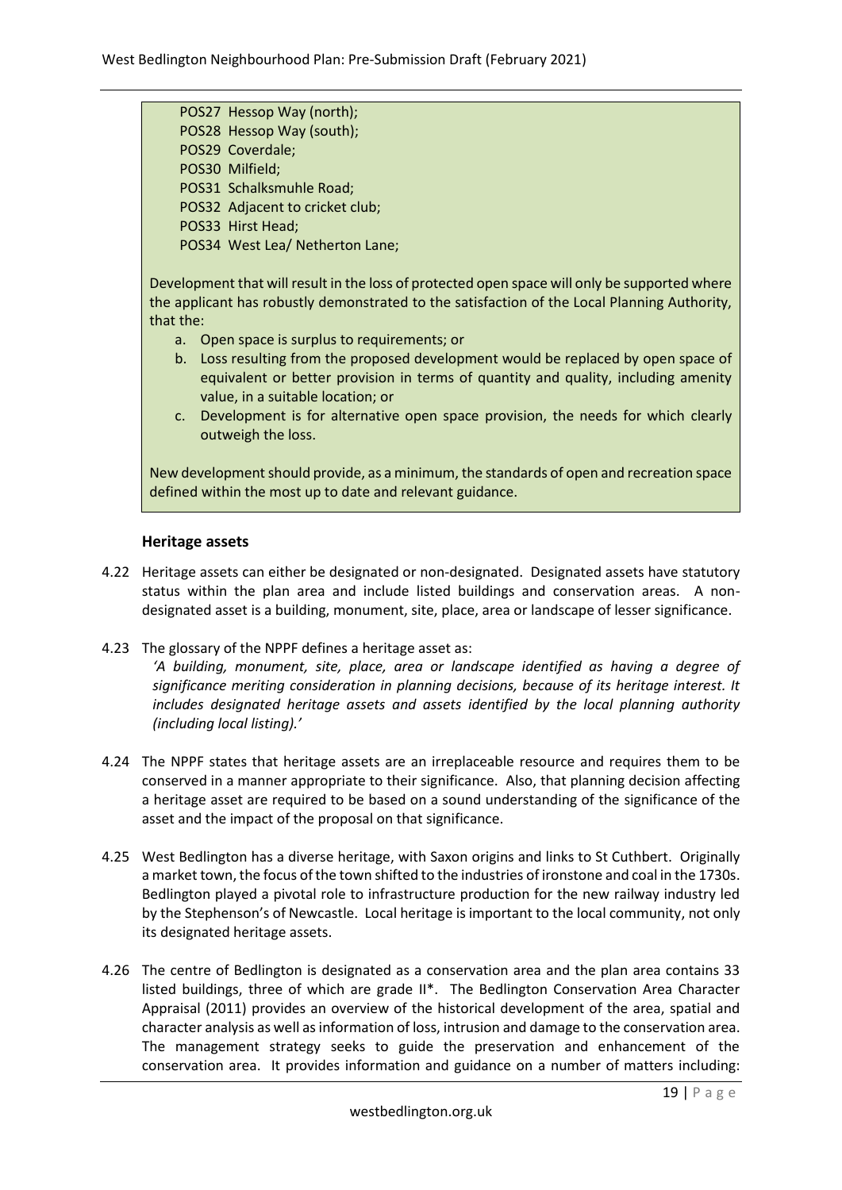POS27 Hessop Way (north);
POS28 Hessop Way (south);
POS29 Coverdale;
POS30 Milfield;
POS31 Schalksmuhle Road;
POS32 Adjacent to cricket club;
POS33 Hirst Head;
POS34 West Lea/ Netherton Lane;

Development that will result in the loss of protected open space will only be supported where the applicant has robustly demonstrated to the satisfaction of the Local Planning Authority, that the:

a. Open space is surplus to requirements; or
b. Loss resulting from the proposed development would be replaced by open space of equivalent or better provision in terms of quantity and quality, including amenity value, in a suitable location; or
c. Development is for alternative open space provision, the needs for which clearly outweigh the loss.

New development should provide, as a minimum, the standards of open and recreation space defined within the most up to date and relevant guidance.

### Heritage assets

4.22 Heritage assets can either be designated or non-designated. Designated assets have statutory status within the plan area and include listed buildings and conservation areas. A non-designated asset is a building, monument, site, place, area or landscape of lesser significance.

4.23 The glossary of the NPPF defines a heritage asset as:
*'A building, monument, site, place, area or landscape identified as having a degree of significance meriting consideration in planning decisions, because of its heritage interest. It includes designated heritage assets and assets identified by the local planning authority (including local listing).'*

4.24 The NPPF states that heritage assets are an irreplaceable resource and requires them to be conserved in a manner appropriate to their significance. Also, that planning decision affecting a heritage asset are required to be based on a sound understanding of the significance of the asset and the impact of the proposal on that significance.

4.25 West Bedlington has a diverse heritage, with Saxon origins and links to St Cuthbert. Originally a market town, the focus of the town shifted to the industries of ironstone and coal in the 1730s. Bedlington played a pivotal role to infrastructure production for the new railway industry led by the Stephenson's of Newcastle. Local heritage is important to the local community, not only its designated heritage assets.

4.26 The centre of Bedlington is designated as a conservation area and the plan area contains 33 listed buildings, three of which are grade II*. The Bedlington Conservation Area Character Appraisal (2011) provides an overview of the historical development of the area, spatial and character analysis as well as information of loss, intrusion and damage to the conservation area. The management strategy seeks to guide the preservation and enhancement of the conservation area. It provides information and guidance on a number of matters including: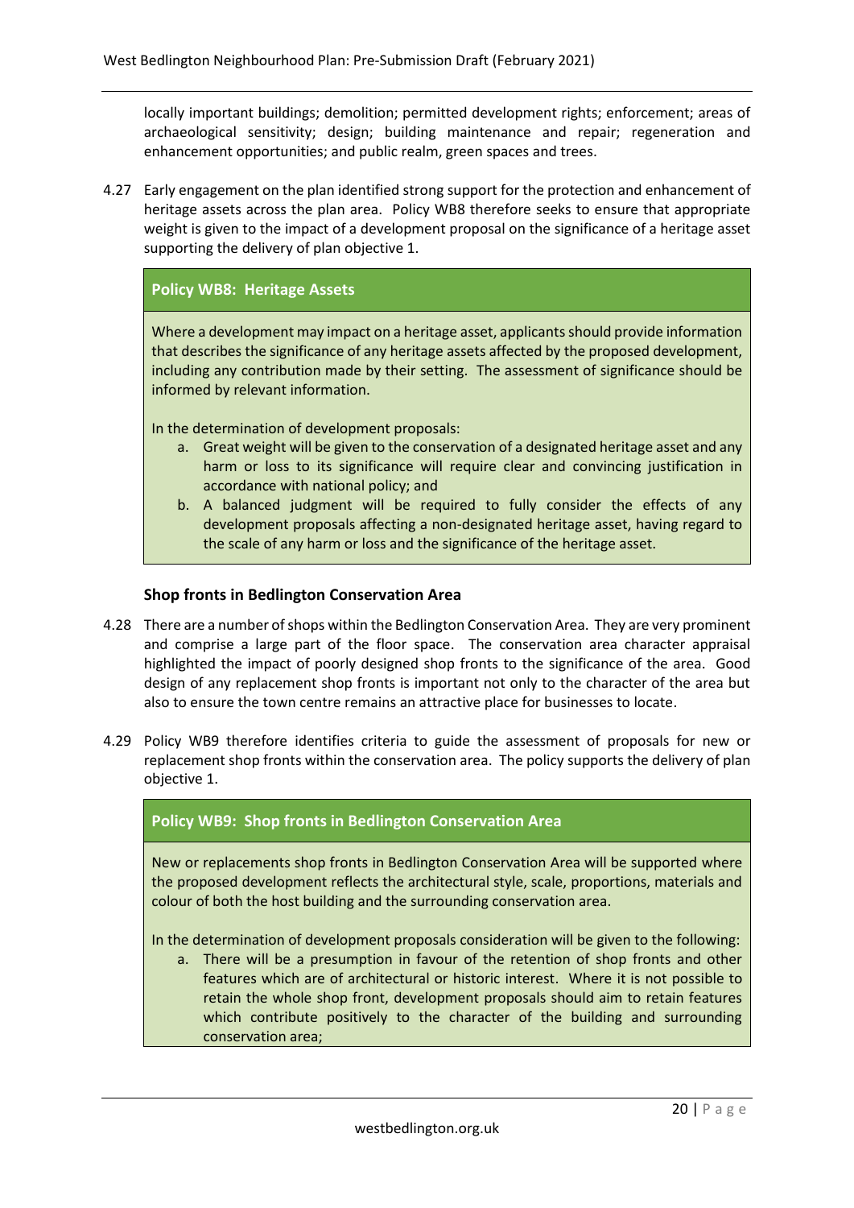locally important buildings; demolition; permitted development rights; enforcement; areas of archaeological sensitivity; design; building maintenance and repair; regeneration and enhancement opportunities; and public realm, green spaces and trees.

4.27 Early engagement on the plan identified strong support for the protection and enhancement of heritage assets across the plan area. Policy WB8 therefore seeks to ensure that appropriate weight is given to the impact of a development proposal on the significance of a heritage asset supporting the delivery of plan objective 1.

> **Policy WB8: Heritage Assets**
>
> Where a development may impact on a heritage asset, applicants should provide information that describes the significance of any heritage assets affected by the proposed development, including any contribution made by their setting. The assessment of significance should be informed by relevant information.
>
> In the determination of development proposals:
>
> a. Great weight will be given to the conservation of a designated heritage asset and any harm or loss to its significance will require clear and convincing justification in accordance with national policy; and
> b. A balanced judgment will be required to fully consider the effects of any development proposals affecting a non-designated heritage asset, having regard to the scale of any harm or loss and the significance of the heritage asset.

### Shop fronts in Bedlington Conservation Area

4.28 There are a number of shops within the Bedlington Conservation Area. They are very prominent and comprise a large part of the floor space. The conservation area character appraisal highlighted the impact of poorly designed shop fronts to the significance of the area. Good design of any replacement shop fronts is important not only to the character of the area but also to ensure the town centre remains an attractive place for businesses to locate.

4.29 Policy WB9 therefore identifies criteria to guide the assessment of proposals for new or replacement shop fronts within the conservation area. The policy supports the delivery of plan objective 1.

> **Policy WB9: Shop fronts in Bedlington Conservation Area**
>
> New or replacements shop fronts in Bedlington Conservation Area will be supported where the proposed development reflects the architectural style, scale, proportions, materials and colour of both the host building and the surrounding conservation area.
>
> In the determination of development proposals consideration will be given to the following:
>
> a. There will be a presumption in favour of the retention of shop fronts and other features which are of architectural or historic interest. Where it is not possible to retain the whole shop front, development proposals should aim to retain features which contribute positively to the character of the building and surrounding conservation area;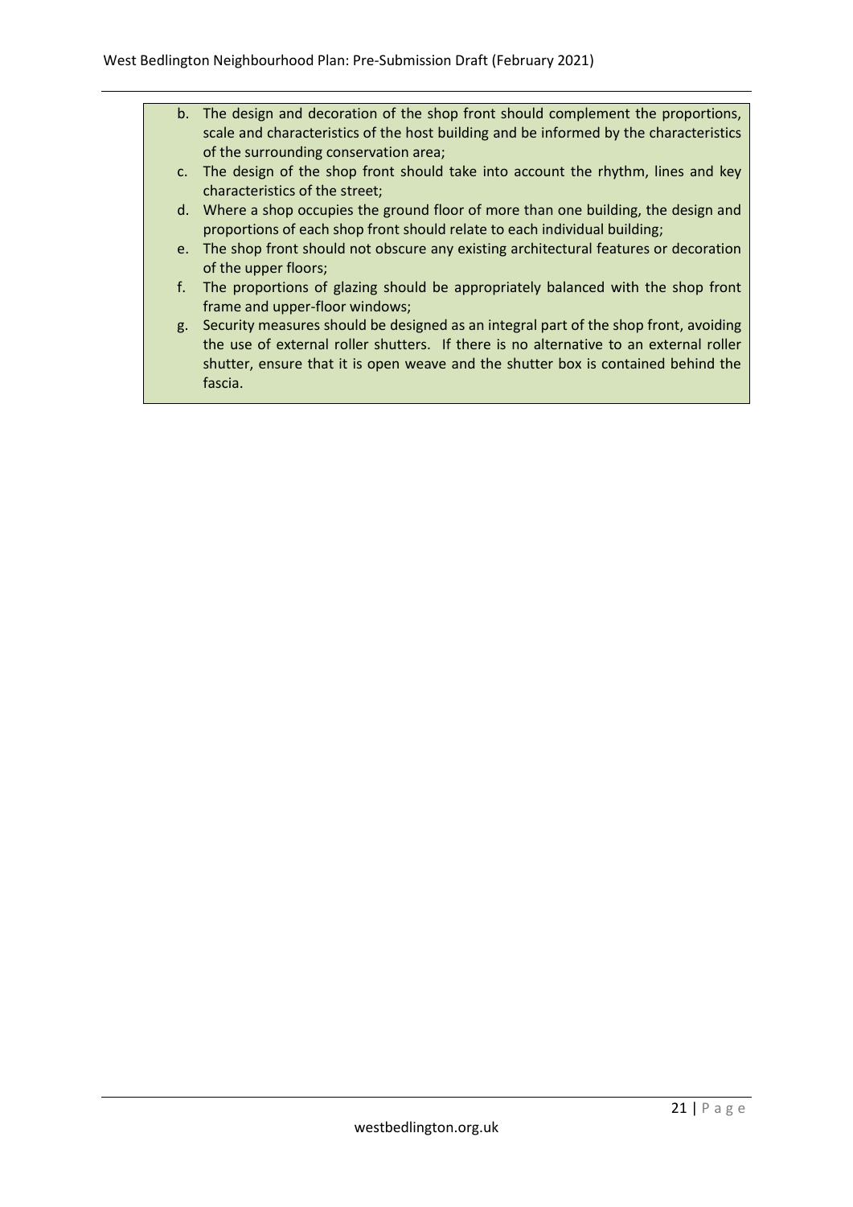b. The design and decoration of the shop front should complement the proportions, scale and characteristics of the host building and be informed by the characteristics of the surrounding conservation area;
c. The design of the shop front should take into account the rhythm, lines and key characteristics of the street;
d. Where a shop occupies the ground floor of more than one building, the design and proportions of each shop front should relate to each individual building;
e. The shop front should not obscure any existing architectural features or decoration of the upper floors;
f. The proportions of glazing should be appropriately balanced with the shop front frame and upper-floor windows;
g. Security measures should be designed as an integral part of the shop front, avoiding the use of external roller shutters. If there is no alternative to an external roller shutter, ensure that it is open weave and the shutter box is contained behind the fascia.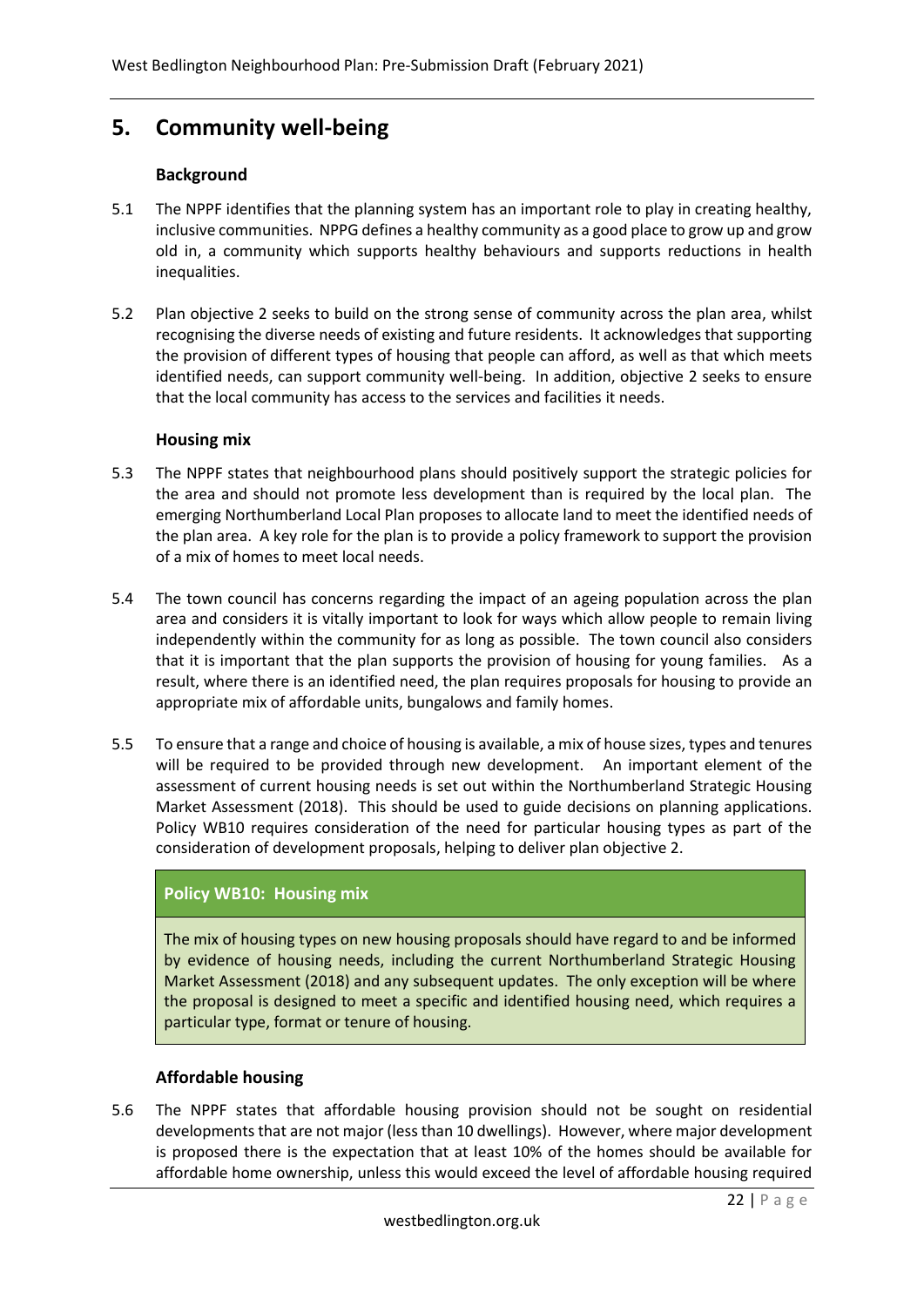# 5. Community well-being

### Background

5.1 The NPPF identifies that the planning system has an important role to play in creating healthy, inclusive communities. NPPG defines a healthy community as a good place to grow up and grow old in, a community which supports healthy behaviours and supports reductions in health inequalities.

5.2 Plan objective 2 seeks to build on the strong sense of community across the plan area, whilst recognising the diverse needs of existing and future residents. It acknowledges that supporting the provision of different types of housing that people can afford, as well as that which meets identified needs, can support community well-being. In addition, objective 2 seeks to ensure that the local community has access to the services and facilities it needs.

### Housing mix

5.3 The NPPF states that neighbourhood plans should positively support the strategic policies for the area and should not promote less development than is required by the local plan. The emerging Northumberland Local Plan proposes to allocate land to meet the identified needs of the plan area. A key role for the plan is to provide a policy framework to support the provision of a mix of homes to meet local needs.

5.4 The town council has concerns regarding the impact of an ageing population across the plan area and considers it is vitally important to look for ways which allow people to remain living independently within the community for as long as possible. The town council also considers that it is important that the plan supports the provision of housing for young families. As a result, where there is an identified need, the plan requires proposals for housing to provide an appropriate mix of affordable units, bungalows and family homes.

5.5 To ensure that a range and choice of housing is available, a mix of house sizes, types and tenures will be required to be provided through new development. An important element of the assessment of current housing needs is set out within the Northumberland Strategic Housing Market Assessment (2018). This should be used to guide decisions on planning applications. Policy WB10 requires consideration of the need for particular housing types as part of the consideration of development proposals, helping to deliver plan objective 2.

> **Policy WB10: Housing mix**
>
> The mix of housing types on new housing proposals should have regard to and be informed by evidence of housing needs, including the current Northumberland Strategic Housing Market Assessment (2018) and any subsequent updates. The only exception will be where the proposal is designed to meet a specific and identified housing need, which requires a particular type, format or tenure of housing.

### Affordable housing

5.6 The NPPF states that affordable housing provision should not be sought on residential developments that are not major (less than 10 dwellings). However, where major development is proposed there is the expectation that at least 10% of the homes should be available for affordable home ownership, unless this would exceed the level of affordable housing required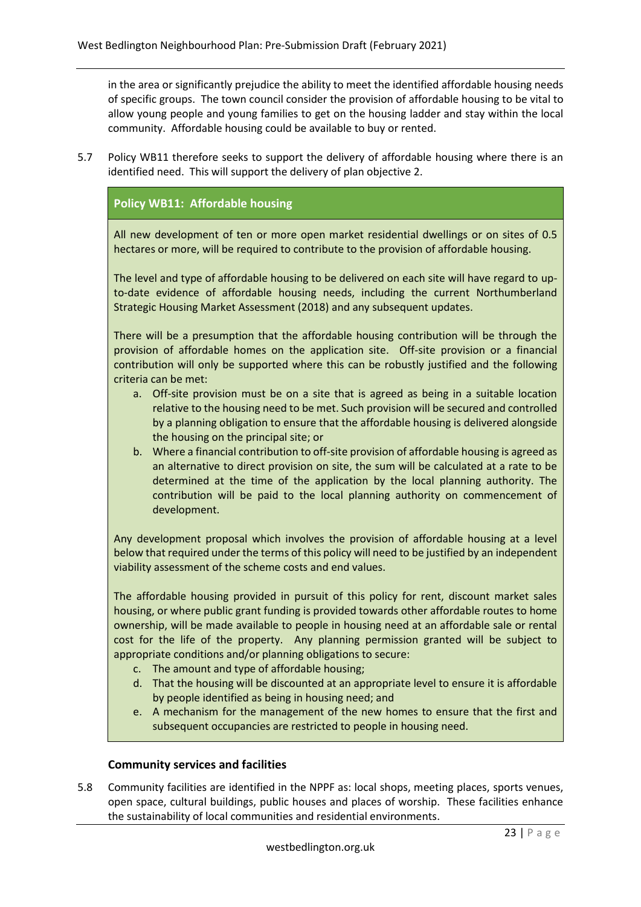in the area or significantly prejudice the ability to meet the identified affordable housing needs of specific groups. The town council consider the provision of affordable housing to be vital to allow young people and young families to get on the housing ladder and stay within the local community. Affordable housing could be available to buy or rented.

5.7 Policy WB11 therefore seeks to support the delivery of affordable housing where there is an identified need. This will support the delivery of plan objective 2.

**Policy WB11: Affordable housing**

All new development of ten or more open market residential dwellings or on sites of 0.5 hectares or more, will be required to contribute to the provision of affordable housing.

The level and type of affordable housing to be delivered on each site will have regard to up-to-date evidence of affordable housing needs, including the current Northumberland Strategic Housing Market Assessment (2018) and any subsequent updates.

There will be a presumption that the affordable housing contribution will be through the provision of affordable homes on the application site. Off-site provision or a financial contribution will only be supported where this can be robustly justified and the following criteria can be met:

a. Off-site provision must be on a site that is agreed as being in a suitable location relative to the housing need to be met. Such provision will be secured and controlled by a planning obligation to ensure that the affordable housing is delivered alongside the housing on the principal site; or
b. Where a financial contribution to off-site provision of affordable housing is agreed as an alternative to direct provision on site, the sum will be calculated at a rate to be determined at the time of the application by the local planning authority. The contribution will be paid to the local planning authority on commencement of development.

Any development proposal which involves the provision of affordable housing at a level below that required under the terms of this policy will need to be justified by an independent viability assessment of the scheme costs and end values.

The affordable housing provided in pursuit of this policy for rent, discount market sales housing, or where public grant funding is provided towards other affordable routes to home ownership, will be made available to people in housing need at an affordable sale or rental cost for the life of the property. Any planning permission granted will be subject to appropriate conditions and/or planning obligations to secure:

c. The amount and type of affordable housing;
d. That the housing will be discounted at an appropriate level to ensure it is affordable by people identified as being in housing need; and
e. A mechanism for the management of the new homes to ensure that the first and subsequent occupancies are restricted to people in housing need.

### Community services and facilities

5.8 Community facilities are identified in the NPPF as: local shops, meeting places, sports venues, open space, cultural buildings, public houses and places of worship. These facilities enhance the sustainability of local communities and residential environments.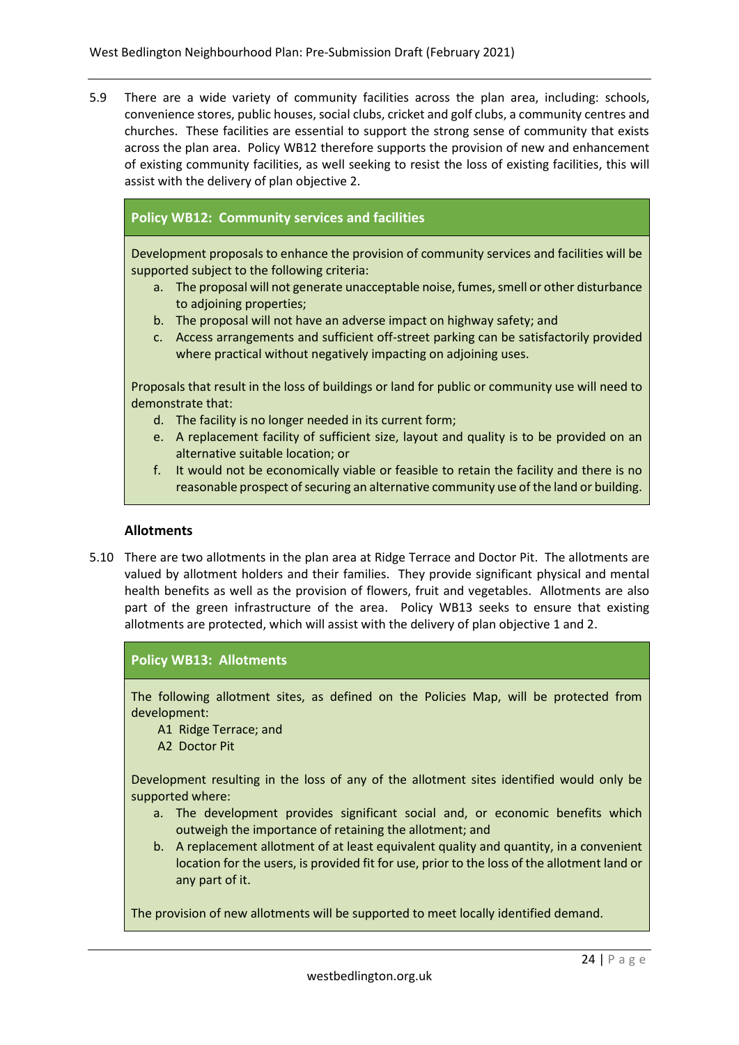5.9 There are a wide variety of community facilities across the plan area, including: schools, convenience stores, public houses, social clubs, cricket and golf clubs, a community centres and churches. These facilities are essential to support the strong sense of community that exists across the plan area. Policy WB12 therefore supports the provision of new and enhancement of existing community facilities, as well seeking to resist the loss of existing facilities, this will assist with the delivery of plan objective 2.

> **Policy WB12: Community services and facilities**
>
> Development proposals to enhance the provision of community services and facilities will be supported subject to the following criteria:
>
> a. The proposal will not generate unacceptable noise, fumes, smell or other disturbance to adjoining properties;
> b. The proposal will not have an adverse impact on highway safety; and
> c. Access arrangements and sufficient off-street parking can be satisfactorily provided where practical without negatively impacting on adjoining uses.
>
> Proposals that result in the loss of buildings or land for public or community use will need to demonstrate that:
>
> d. The facility is no longer needed in its current form;
> e. A replacement facility of sufficient size, layout and quality is to be provided on an alternative suitable location; or
> f. It would not be economically viable or feasible to retain the facility and there is no reasonable prospect of securing an alternative community use of the land or building.

### Allotments

5.10 There are two allotments in the plan area at Ridge Terrace and Doctor Pit. The allotments are valued by allotment holders and their families. They provide significant physical and mental health benefits as well as the provision of flowers, fruit and vegetables. Allotments are also part of the green infrastructure of the area. Policy WB13 seeks to ensure that existing allotments are protected, which will assist with the delivery of plan objective 1 and 2.

> **Policy WB13: Allotments**
>
> The following allotment sites, as defined on the Policies Map, will be protected from development:
>
> A1 Ridge Terrace; and
> A2 Doctor Pit
>
> Development resulting in the loss of any of the allotment sites identified would only be supported where:
>
> a. The development provides significant social and, or economic benefits which outweigh the importance of retaining the allotment; and
> b. A replacement allotment of at least equivalent quality and quantity, in a convenient location for the users, is provided fit for use, prior to the loss of the allotment land or any part of it.
>
> The provision of new allotments will be supported to meet locally identified demand.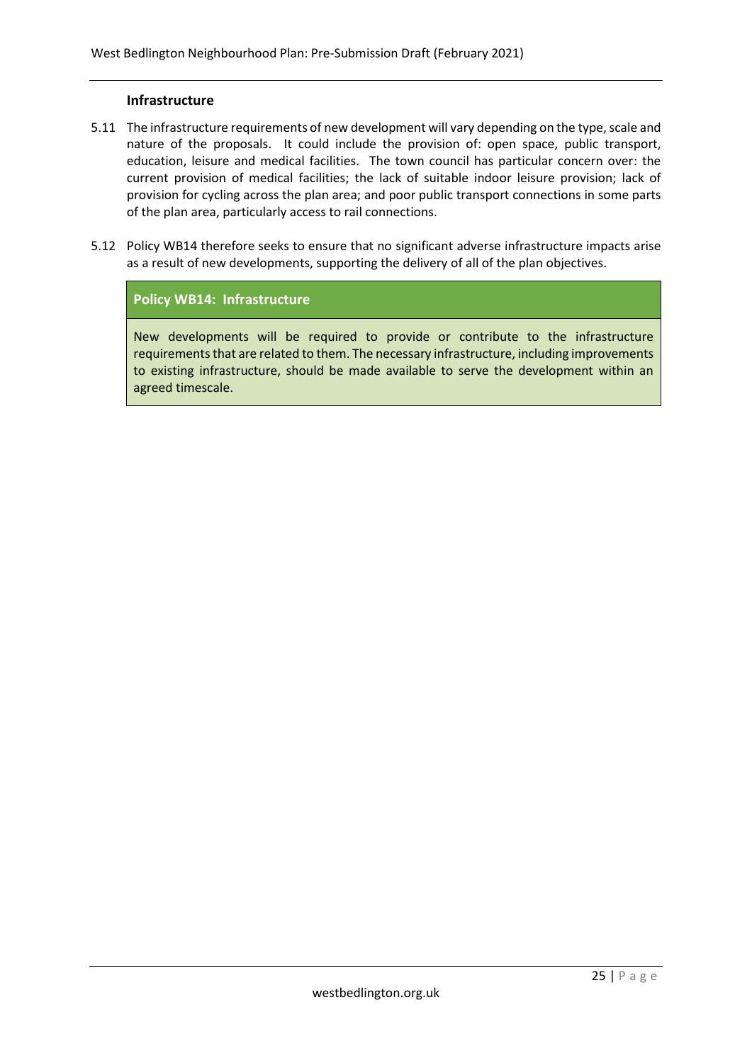### Infrastructure

5.11 The infrastructure requirements of new development will vary depending on the type, scale and nature of the proposals. It could include the provision of: open space, public transport, education, leisure and medical facilities. The town council has particular concern over: the current provision of medical facilities; the lack of suitable indoor leisure provision; lack of provision for cycling across the plan area; and poor public transport connections in some parts of the plan area, particularly access to rail connections.

5.12 Policy WB14 therefore seeks to ensure that no significant adverse infrastructure impacts arise as a result of new developments, supporting the delivery of all of the plan objectives.

**Policy WB14: Infrastructure**

New developments will be required to provide or contribute to the infrastructure requirements that are related to them. The necessary infrastructure, including improvements to existing infrastructure, should be made available to serve the development within an agreed timescale.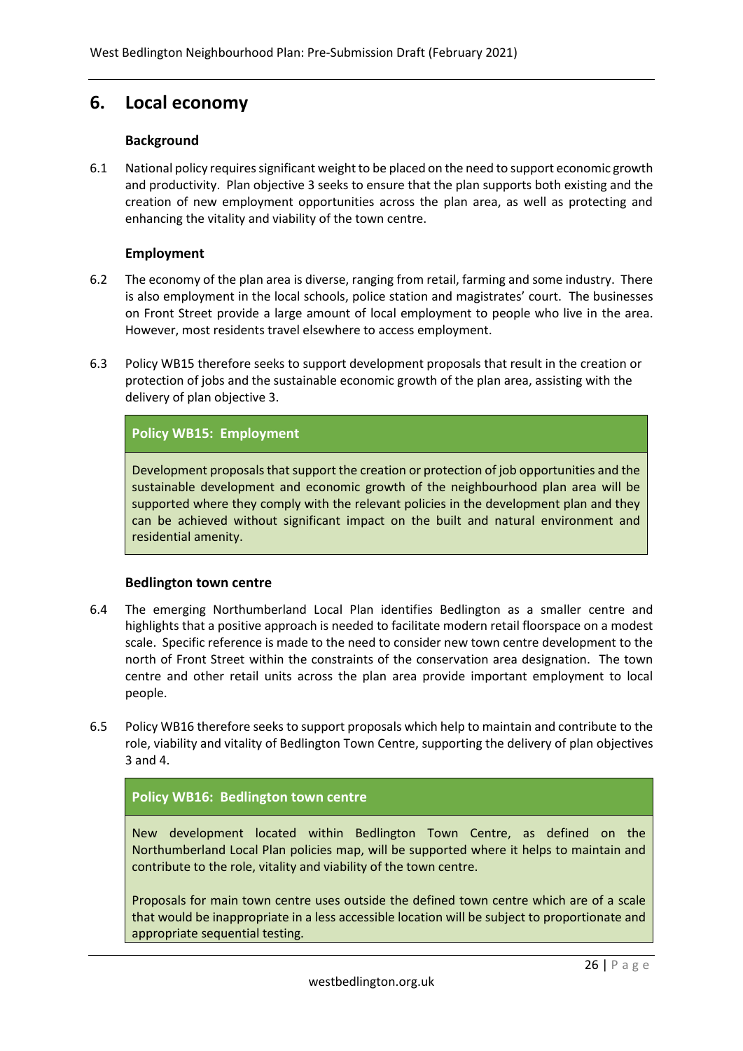## 6. Local economy

### Background

6.1 National policy requires significant weight to be placed on the need to support economic growth and productivity. Plan objective 3 seeks to ensure that the plan supports both existing and the creation of new employment opportunities across the plan area, as well as protecting and enhancing the vitality and viability of the town centre.

### Employment

6.2 The economy of the plan area is diverse, ranging from retail, farming and some industry. There is also employment in the local schools, police station and magistrates' court. The businesses on Front Street provide a large amount of local employment to people who live in the area. However, most residents travel elsewhere to access employment.

6.3 Policy WB15 therefore seeks to support development proposals that result in the creation or protection of jobs and the sustainable economic growth of the plan area, assisting with the delivery of plan objective 3.

**Policy WB15: Employment**

Development proposals that support the creation or protection of job opportunities and the sustainable development and economic growth of the neighbourhood plan area will be supported where they comply with the relevant policies in the development plan and they can be achieved without significant impact on the built and natural environment and residential amenity.

### Bedlington town centre

6.4 The emerging Northumberland Local Plan identifies Bedlington as a smaller centre and highlights that a positive approach is needed to facilitate modern retail floorspace on a modest scale. Specific reference is made to the need to consider new town centre development to the north of Front Street within the constraints of the conservation area designation. The town centre and other retail units across the plan area provide important employment to local people.

6.5 Policy WB16 therefore seeks to support proposals which help to maintain and contribute to the role, viability and vitality of Bedlington Town Centre, supporting the delivery of plan objectives 3 and 4.

**Policy WB16: Bedlington town centre**

New development located within Bedlington Town Centre, as defined on the Northumberland Local Plan policies map, will be supported where it helps to maintain and contribute to the role, vitality and viability of the town centre.

Proposals for main town centre uses outside the defined town centre which are of a scale that would be inappropriate in a less accessible location will be subject to proportionate and appropriate sequential testing.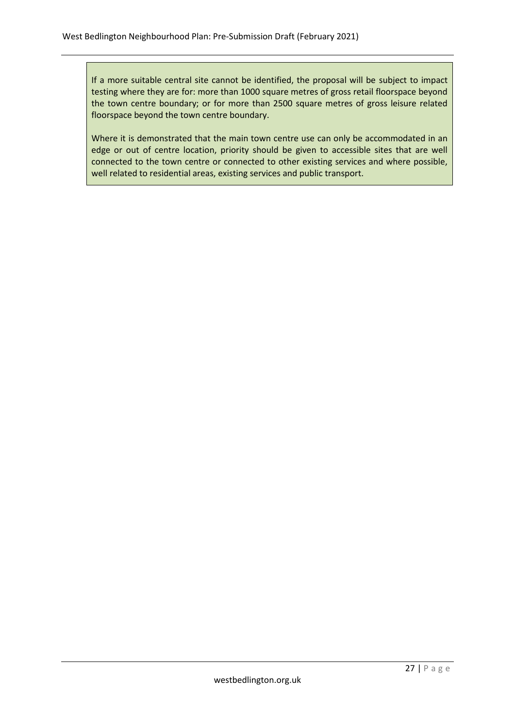If a more suitable central site cannot be identified, the proposal will be subject to impact testing where they are for: more than 1000 square metres of gross retail floorspace beyond the town centre boundary; or for more than 2500 square metres of gross leisure related floorspace beyond the town centre boundary.

Where it is demonstrated that the main town centre use can only be accommodated in an edge or out of centre location, priority should be given to accessible sites that are well connected to the town centre or connected to other existing services and where possible, well related to residential areas, existing services and public transport.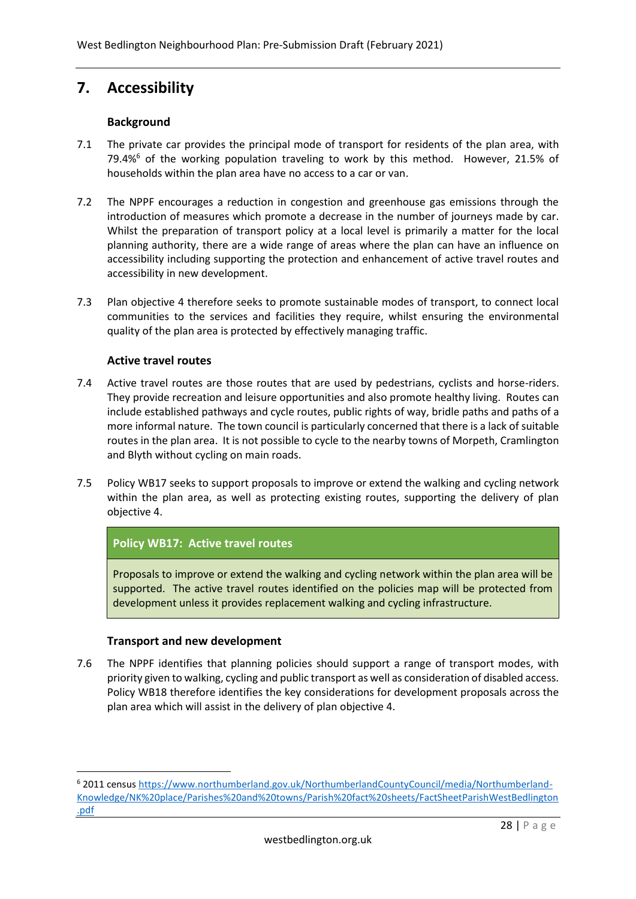# 7. Accessibility

### Background

7.1 The private car provides the principal mode of transport for residents of the plan area, with 79.4%[6] of the working population traveling to work by this method. However, 21.5% of households within the plan area have no access to a car or van.

7.2 The NPPF encourages a reduction in congestion and greenhouse gas emissions through the introduction of measures which promote a decrease in the number of journeys made by car. Whilst the preparation of transport policy at a local level is primarily a matter for the local planning authority, there are a wide range of areas where the plan can have an influence on accessibility including supporting the protection and enhancement of active travel routes and accessibility in new development.

7.3 Plan objective 4 therefore seeks to promote sustainable modes of transport, to connect local communities to the services and facilities they require, whilst ensuring the environmental quality of the plan area is protected by effectively managing traffic.

### Active travel routes

7.4 Active travel routes are those routes that are used by pedestrians, cyclists and horse-riders. They provide recreation and leisure opportunities and also promote healthy living. Routes can include established pathways and cycle routes, public rights of way, bridle paths and paths of a more informal nature. The town council is particularly concerned that there is a lack of suitable routes in the plan area. It is not possible to cycle to the nearby towns of Morpeth, Cramlington and Blyth without cycling on main roads.

7.5 Policy WB17 seeks to support proposals to improve or extend the walking and cycling network within the plan area, as well as protecting existing routes, supporting the delivery of plan objective 4.

> **Policy WB17: Active travel routes**
>
> Proposals to improve or extend the walking and cycling network within the plan area will be supported. The active travel routes identified on the policies map will be protected from development unless it provides replacement walking and cycling infrastructure.

### Transport and new development

7.6 The NPPF identifies that planning policies should support a range of transport modes, with priority given to walking, cycling and public transport as well as consideration of disabled access. Policy WB18 therefore identifies the key considerations for development proposals across the plan area which will assist in the delivery of plan objective 4.

---

[6] 2011 census https://www.northumberland.gov.uk/NorthumberlandCountyCouncil/media/Northumberland-Knowledge/NK%20place/Parishes%20and%20towns/Parish%20fact%20sheets/FactSheetParishWestBedlington.pdf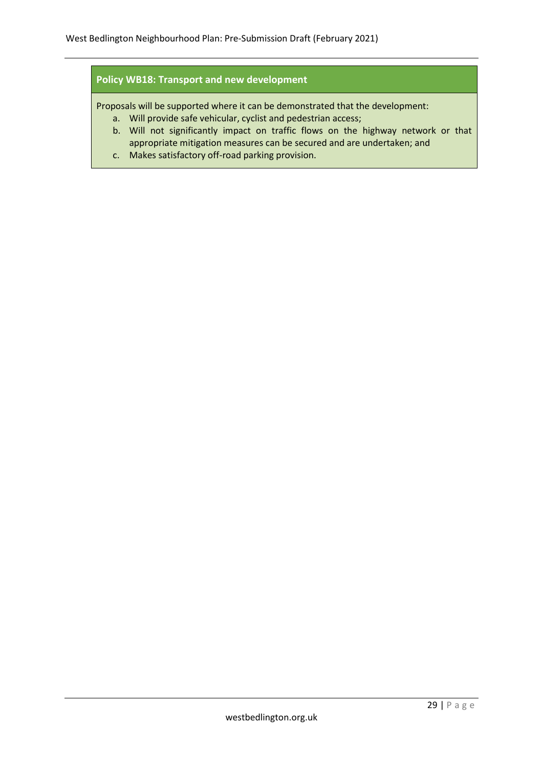**Policy WB18: Transport and new development**

Proposals will be supported where it can be demonstrated that the development:

a. Will provide safe vehicular, cyclist and pedestrian access;
b. Will not significantly impact on traffic flows on the highway network or that appropriate mitigation measures can be secured and are undertaken; and
c. Makes satisfactory off-road parking provision.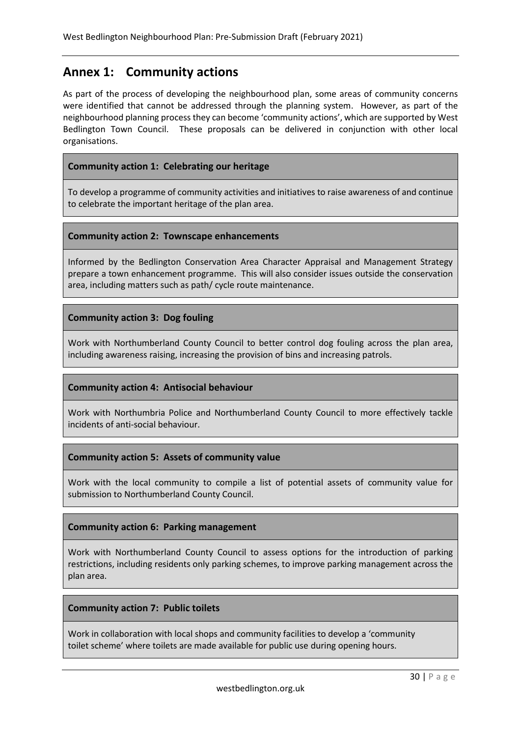## Annex 1: Community actions

As part of the process of developing the neighbourhood plan, some areas of community concerns were identified that cannot be addressed through the planning system. However, as part of the neighbourhood planning process they can become 'community actions', which are supported by West Bedlington Town Council. These proposals can be delivered in conjunction with other local organisations.

**Community action 1: Celebrating our heritage**

To develop a programme of community activities and initiatives to raise awareness of and continue to celebrate the important heritage of the plan area.

**Community action 2: Townscape enhancements**

Informed by the Bedlington Conservation Area Character Appraisal and Management Strategy prepare a town enhancement programme. This will also consider issues outside the conservation area, including matters such as path/ cycle route maintenance.

**Community action 3: Dog fouling**

Work with Northumberland County Council to better control dog fouling across the plan area, including awareness raising, increasing the provision of bins and increasing patrols.

**Community action 4: Antisocial behaviour**

Work with Northumbria Police and Northumberland County Council to more effectively tackle incidents of anti-social behaviour.

**Community action 5: Assets of community value**

Work with the local community to compile a list of potential assets of community value for submission to Northumberland County Council.

**Community action 6: Parking management**

Work with Northumberland County Council to assess options for the introduction of parking restrictions, including residents only parking schemes, to improve parking management across the plan area.

**Community action 7: Public toilets**

Work in collaboration with local shops and community facilities to develop a 'community toilet scheme' where toilets are made available for public use during opening hours.